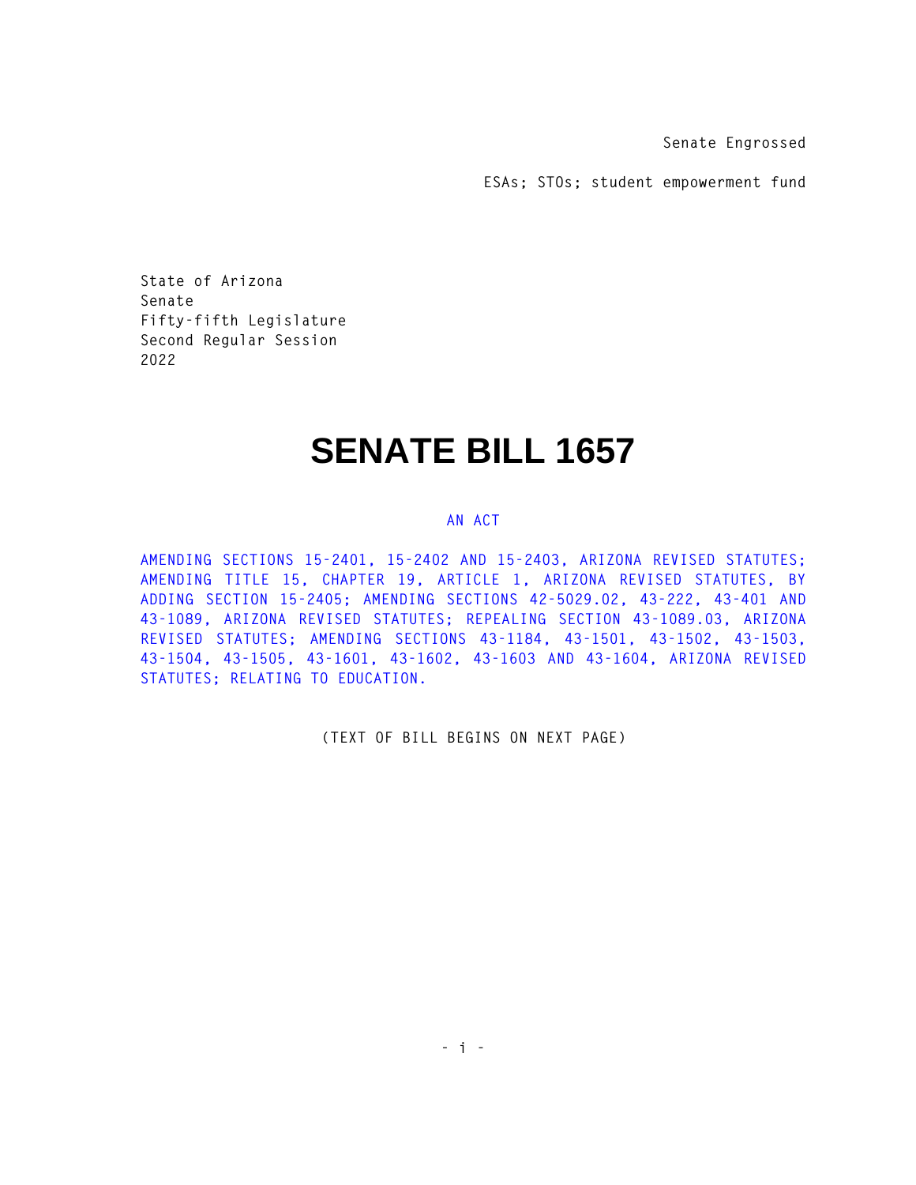Senate Engrossed

ESAs; STOs; student empowerment fund

State of Arizona
Senate
Fifty-fifth Legislature
Second Regular Session
2022

# SENATE BILL 1657

AN ACT

AMENDING SECTIONS 15-2401, 15-2402 AND 15-2403, ARIZONA REVISED STATUTES; AMENDING TITLE 15, CHAPTER 19, ARTICLE 1, ARIZONA REVISED STATUTES, BY ADDING SECTION 15-2405; AMENDING SECTIONS 42-5029.02, 43-222, 43-401 AND 43-1089, ARIZONA REVISED STATUTES; REPEALING SECTION 43-1089.03, ARIZONA REVISED STATUTES; AMENDING SECTIONS 43-1184, 43-1501, 43-1502, 43-1503, 43-1504, 43-1505, 43-1601, 43-1602, 43-1603 AND 43-1604, ARIZONA REVISED STATUTES; RELATING TO EDUCATION.

(TEXT OF BILL BEGINS ON NEXT PAGE)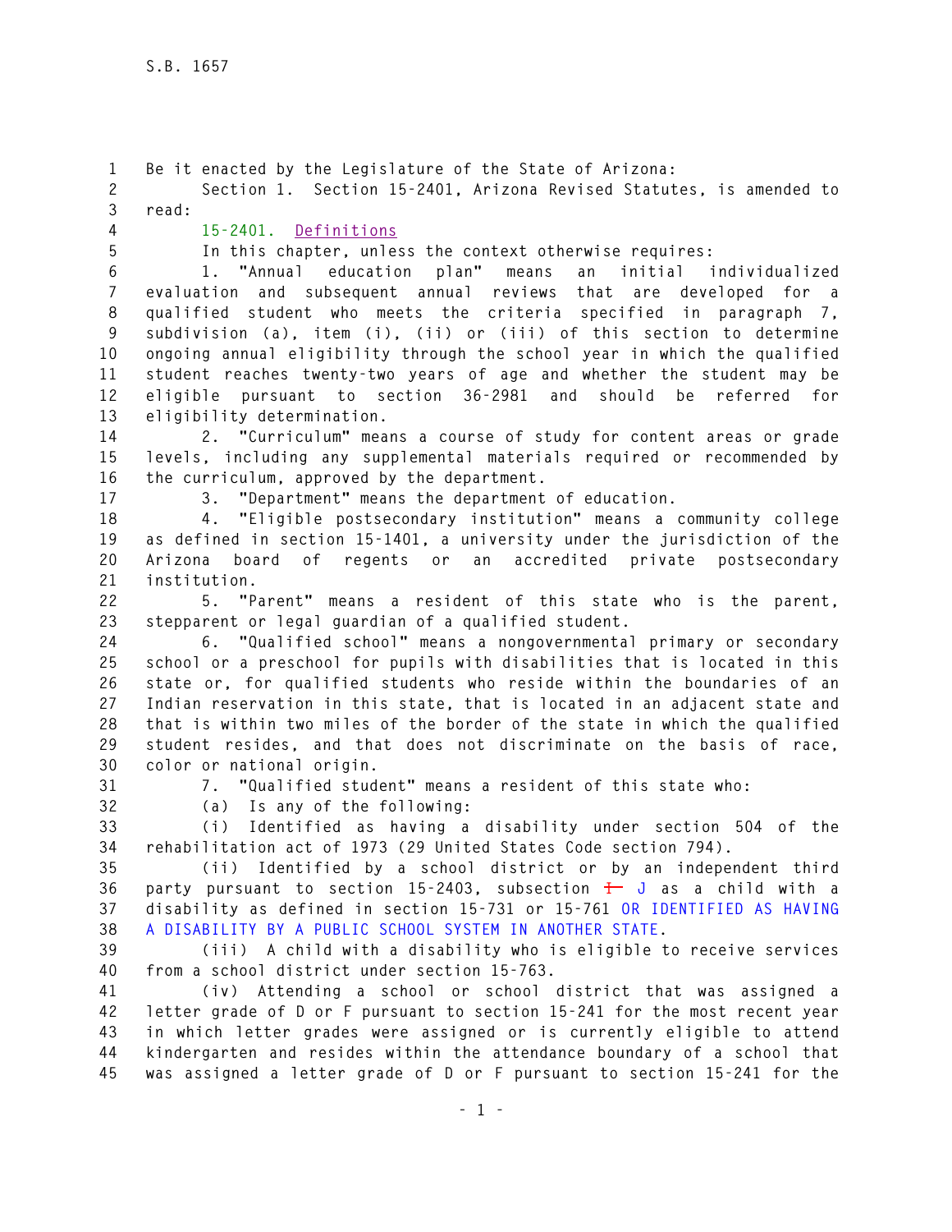Be it enacted by the Legislature of the State of Arizona:

Section 1. Section 15-2401, Arizona Revised Statutes, is amended to read:

15-2401. Definitions

In this chapter, unless the context otherwise requires:

1. "Annual education plan" means an initial individualized evaluation and subsequent annual reviews that are developed for a qualified student who meets the criteria specified in paragraph 7, subdivision (a), item (i), (ii) or (iii) of this section to determine ongoing annual eligibility through the school year in which the qualified student reaches twenty-two years of age and whether the student may be eligible pursuant to section 36-2981 and should be referred for eligibility determination.

2. "Curriculum" means a course of study for content areas or grade levels, including any supplemental materials required or recommended by the curriculum, approved by the department.

3. "Department" means the department of education.

4. "Eligible postsecondary institution" means a community college as defined in section 15-1401, a university under the jurisdiction of the Arizona board of regents or an accredited private postsecondary institution.

5. "Parent" means a resident of this state who is the parent, stepparent or legal guardian of a qualified student.

6. "Qualified school" means a nongovernmental primary or secondary school or a preschool for pupils with disabilities that is located in this state or, for qualified students who reside within the boundaries of an Indian reservation in this state, that is located in an adjacent state and that is within two miles of the border of the state in which the qualified student resides, and that does not discriminate on the basis of race, color or national origin.

7. "Qualified student" means a resident of this state who:

(a) Is any of the following:

(i) Identified as having a disability under section 504 of the rehabilitation act of 1973 (29 United States Code section 794).

(ii) Identified by a school district or by an independent third party pursuant to section 15-2403, subsection ~~I~~ J as a child with a disability as defined in section 15-731 or 15-761 OR IDENTIFIED AS HAVING A DISABILITY BY A PUBLIC SCHOOL SYSTEM IN ANOTHER STATE.

(iii) A child with a disability who is eligible to receive services from a school district under section 15-763.

(iv) Attending a school or school district that was assigned a letter grade of D or F pursuant to section 15-241 for the most recent year in which letter grades were assigned or is currently eligible to attend kindergarten and resides within the attendance boundary of a school that was assigned a letter grade of D or F pursuant to section 15-241 for the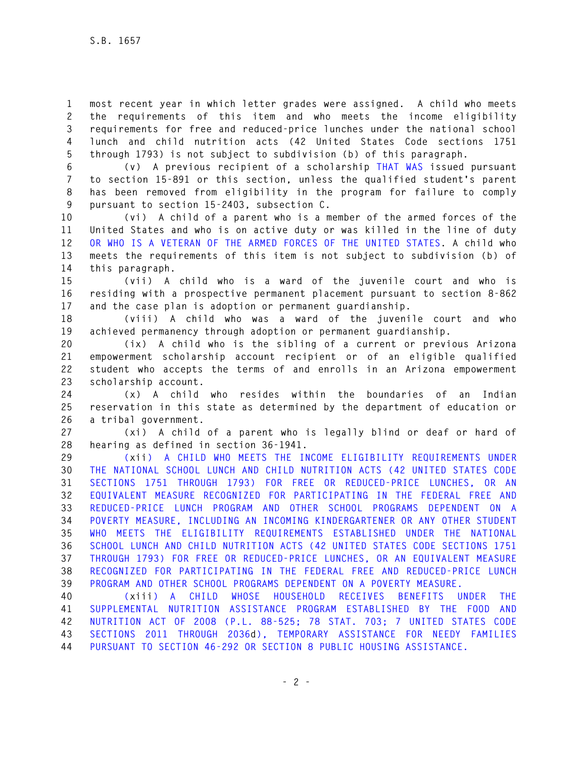most recent year in which letter grades were assigned. A child who meets the requirements of this item and who meets the income eligibility requirements for free and reduced-price lunches under the national school lunch and child nutrition acts (42 United States Code sections 1751 through 1793) is not subject to subdivision (b) of this paragraph.

(v) A previous recipient of a scholarship THAT WAS issued pursuant to section 15-891 or this section, unless the qualified student's parent has been removed from eligibility in the program for failure to comply pursuant to section 15-2403, subsection C.

(vi) A child of a parent who is a member of the armed forces of the United States and who is on active duty or was killed in the line of duty OR WHO IS A VETERAN OF THE ARMED FORCES OF THE UNITED STATES. A child who meets the requirements of this item is not subject to subdivision (b) of this paragraph.

(vii) A child who is a ward of the juvenile court and who is residing with a prospective permanent placement pursuant to section 8-862 and the case plan is adoption or permanent guardianship.

(viii) A child who was a ward of the juvenile court and who achieved permanency through adoption or permanent guardianship.

(ix) A child who is the sibling of a current or previous Arizona empowerment scholarship account recipient or of an eligible qualified student who accepts the terms of and enrolls in an Arizona empowerment scholarship account.

(x) A child who resides within the boundaries of an Indian reservation in this state as determined by the department of education or a tribal government.

(xi) A child of a parent who is legally blind or deaf or hard of hearing as defined in section 36-1941.

(xii) A CHILD WHO MEETS THE INCOME ELIGIBILITY REQUIREMENTS UNDER THE NATIONAL SCHOOL LUNCH AND CHILD NUTRITION ACTS (42 UNITED STATES CODE SECTIONS 1751 THROUGH 1793) FOR FREE OR REDUCED-PRICE LUNCHES, OR AN EQUIVALENT MEASURE RECOGNIZED FOR PARTICIPATING IN THE FEDERAL FREE AND REDUCED-PRICE LUNCH PROGRAM AND OTHER SCHOOL PROGRAMS DEPENDENT ON A POVERTY MEASURE, INCLUDING AN INCOMING KINDERGARTENER OR ANY OTHER STUDENT WHO MEETS THE ELIGIBILITY REQUIREMENTS ESTABLISHED UNDER THE NATIONAL SCHOOL LUNCH AND CHILD NUTRITION ACTS (42 UNITED STATES CODE SECTIONS 1751 THROUGH 1793) FOR FREE OR REDUCED-PRICE LUNCHES, OR AN EQUIVALENT MEASURE RECOGNIZED FOR PARTICIPATING IN THE FEDERAL FREE AND REDUCED-PRICE LUNCH PROGRAM AND OTHER SCHOOL PROGRAMS DEPENDENT ON A POVERTY MEASURE.

(xiii) A CHILD WHOSE HOUSEHOLD RECEIVES BENEFITS UNDER THE SUPPLEMENTAL NUTRITION ASSISTANCE PROGRAM ESTABLISHED BY THE FOOD AND NUTRITION ACT OF 2008 (P.L. 88-525; 78 STAT. 703; 7 UNITED STATES CODE SECTIONS 2011 THROUGH 2036d), TEMPORARY ASSISTANCE FOR NEEDY FAMILIES PURSUANT TO SECTION 46-292 OR SECTION 8 PUBLIC HOUSING ASSISTANCE.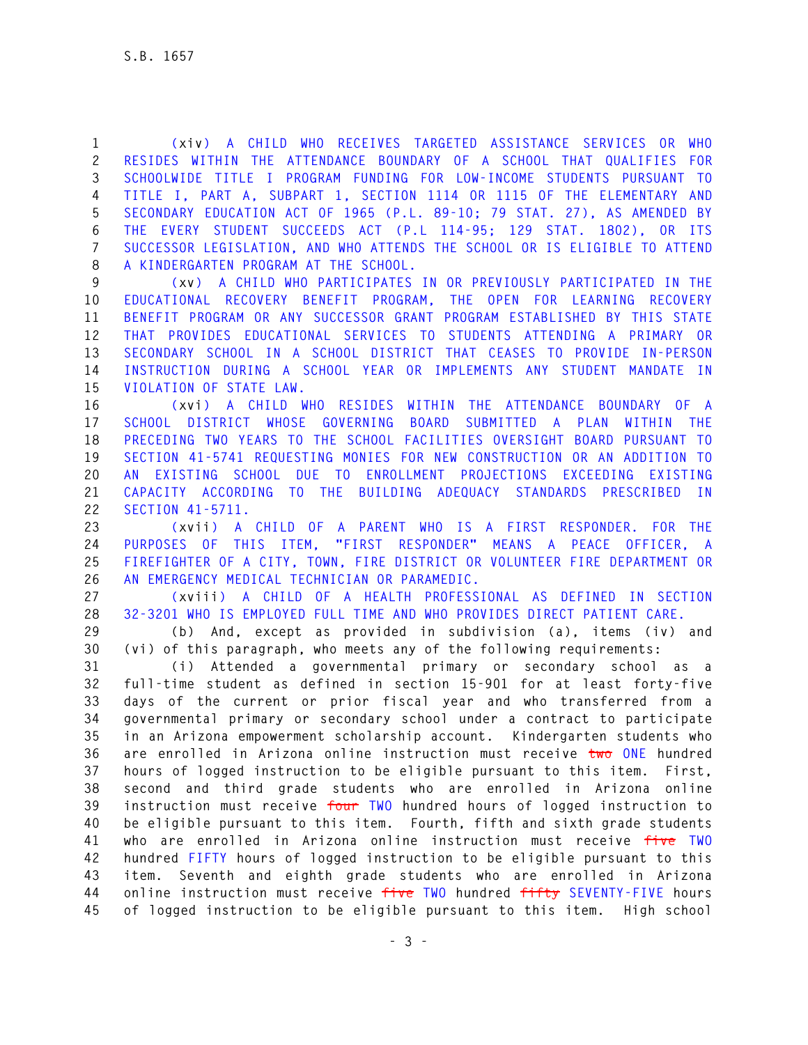(xiv) A CHILD WHO RECEIVES TARGETED ASSISTANCE SERVICES OR WHO RESIDES WITHIN THE ATTENDANCE BOUNDARY OF A SCHOOL THAT QUALIFIES FOR SCHOOLWIDE TITLE I PROGRAM FUNDING FOR LOW-INCOME STUDENTS PURSUANT TO TITLE I, PART A, SUBPART 1, SECTION 1114 OR 1115 OF THE ELEMENTARY AND SECONDARY EDUCATION ACT OF 1965 (P.L. 89-10; 79 STAT. 27), AS AMENDED BY THE EVERY STUDENT SUCCEEDS ACT (P.L 114-95; 129 STAT. 1802), OR ITS SUCCESSOR LEGISLATION, AND WHO ATTENDS THE SCHOOL OR IS ELIGIBLE TO ATTEND A KINDERGARTEN PROGRAM AT THE SCHOOL.

(xv) A CHILD WHO PARTICIPATES IN OR PREVIOUSLY PARTICIPATED IN THE EDUCATIONAL RECOVERY BENEFIT PROGRAM, THE OPEN FOR LEARNING RECOVERY BENEFIT PROGRAM OR ANY SUCCESSOR GRANT PROGRAM ESTABLISHED BY THIS STATE THAT PROVIDES EDUCATIONAL SERVICES TO STUDENTS ATTENDING A PRIMARY OR SECONDARY SCHOOL IN A SCHOOL DISTRICT THAT CEASES TO PROVIDE IN-PERSON INSTRUCTION DURING A SCHOOL YEAR OR IMPLEMENTS ANY STUDENT MANDATE IN VIOLATION OF STATE LAW.

(xvi) A CHILD WHO RESIDES WITHIN THE ATTENDANCE BOUNDARY OF A SCHOOL DISTRICT WHOSE GOVERNING BOARD SUBMITTED A PLAN WITHIN THE PRECEDING TWO YEARS TO THE SCHOOL FACILITIES OVERSIGHT BOARD PURSUANT TO SECTION 41-5741 REQUESTING MONIES FOR NEW CONSTRUCTION OR AN ADDITION TO AN EXISTING SCHOOL DUE TO ENROLLMENT PROJECTIONS EXCEEDING EXISTING CAPACITY ACCORDING TO THE BUILDING ADEQUACY STANDARDS PRESCRIBED IN SECTION 41-5711.

(xvii) A CHILD OF A PARENT WHO IS A FIRST RESPONDER. FOR THE PURPOSES OF THIS ITEM, "FIRST RESPONDER" MEANS A PEACE OFFICER, A FIREFIGHTER OF A CITY, TOWN, FIRE DISTRICT OR VOLUNTEER FIRE DEPARTMENT OR AN EMERGENCY MEDICAL TECHNICIAN OR PARAMEDIC.

(xviii) A CHILD OF A HEALTH PROFESSIONAL AS DEFINED IN SECTION 32-3201 WHO IS EMPLOYED FULL TIME AND WHO PROVIDES DIRECT PATIENT CARE.

(b) And, except as provided in subdivision (a), items (iv) and (vi) of this paragraph, who meets any of the following requirements:

(i) Attended a governmental primary or secondary school as a full-time student as defined in section 15-901 for at least forty-five days of the current or prior fiscal year and who transferred from a governmental primary or secondary school under a contract to participate in an Arizona empowerment scholarship account. Kindergarten students who are enrolled in Arizona online instruction must receive ~~two~~ ONE hundred hours of logged instruction to be eligible pursuant to this item. First, second and third grade students who are enrolled in Arizona online instruction must receive ~~four~~ TWO hundred hours of logged instruction to be eligible pursuant to this item. Fourth, fifth and sixth grade students who are enrolled in Arizona online instruction must receive ~~five~~ TWO hundred FIFTY hours of logged instruction to be eligible pursuant to this item. Seventh and eighth grade students who are enrolled in Arizona online instruction must receive ~~five~~ TWO hundred ~~fifty~~ SEVENTY-FIVE hours of logged instruction to be eligible pursuant to this item. High school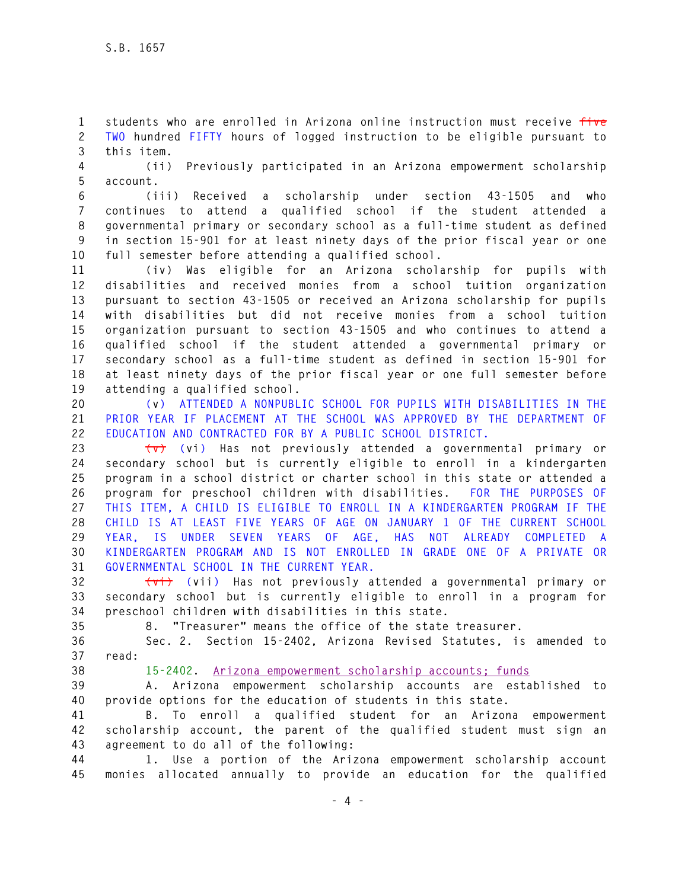students who are enrolled in Arizona online instruction must receive ~~five~~ TWO hundred FIFTY hours of logged instruction to be eligible pursuant to this item.

(ii) Previously participated in an Arizona empowerment scholarship account.

(iii) Received a scholarship under section 43-1505 and who continues to attend a qualified school if the student attended a governmental primary or secondary school as a full-time student as defined in section 15-901 for at least ninety days of the prior fiscal year or one full semester before attending a qualified school.

(iv) Was eligible for an Arizona scholarship for pupils with disabilities and received monies from a school tuition organization pursuant to section 43-1505 or received an Arizona scholarship for pupils with disabilities but did not receive monies from a school tuition organization pursuant to section 43-1505 and who continues to attend a qualified school if the student attended a governmental primary or secondary school as a full-time student as defined in section 15-901 for at least ninety days of the prior fiscal year or one full semester before attending a qualified school.

(v) ATTENDED A NONPUBLIC SCHOOL FOR PUPILS WITH DISABILITIES IN THE PRIOR YEAR IF PLACEMENT AT THE SCHOOL WAS APPROVED BY THE DEPARTMENT OF EDUCATION AND CONTRACTED FOR BY A PUBLIC SCHOOL DISTRICT.

~~(v)~~ (vi) Has not previously attended a governmental primary or secondary school but is currently eligible to enroll in a kindergarten program in a school district or charter school in this state or attended a program for preschool children with disabilities. FOR THE PURPOSES OF THIS ITEM, A CHILD IS ELIGIBLE TO ENROLL IN A KINDERGARTEN PROGRAM IF THE CHILD IS AT LEAST FIVE YEARS OF AGE ON JANUARY 1 OF THE CURRENT SCHOOL YEAR, IS UNDER SEVEN YEARS OF AGE, HAS NOT ALREADY COMPLETED A KINDERGARTEN PROGRAM AND IS NOT ENROLLED IN GRADE ONE OF A PRIVATE OR GOVERNMENTAL SCHOOL IN THE CURRENT YEAR.

~~(vi)~~ (vii) Has not previously attended a governmental primary or secondary school but is currently eligible to enroll in a program for preschool children with disabilities in this state.

8. "Treasurer" means the office of the state treasurer.

Sec. 2. Section 15-2402, Arizona Revised Statutes, is amended to read:

15-2402. Arizona empowerment scholarship accounts; funds

A. Arizona empowerment scholarship accounts are established to provide options for the education of students in this state.

B. To enroll a qualified student for an Arizona empowerment scholarship account, the parent of the qualified student must sign an agreement to do all of the following:

1. Use a portion of the Arizona empowerment scholarship account monies allocated annually to provide an education for the qualified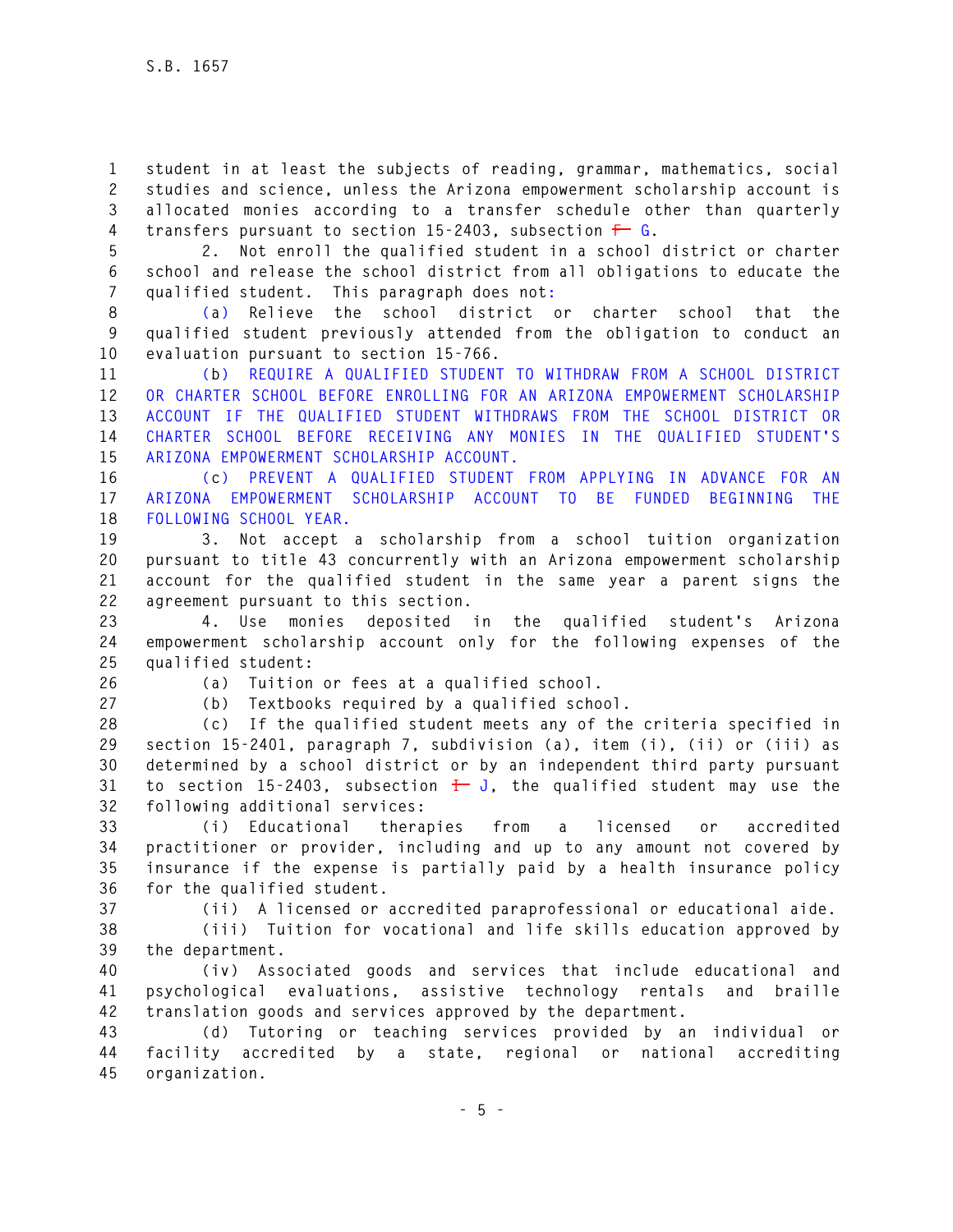student in at least the subjects of reading, grammar, mathematics, social studies and science, unless the Arizona empowerment scholarship account is allocated monies according to a transfer schedule other than quarterly transfers pursuant to section 15-2403, subsection ~~F~~ G.

2. Not enroll the qualified student in a school district or charter school and release the school district from all obligations to educate the qualified student. This paragraph does not:

(a) Relieve the school district or charter school that the qualified student previously attended from the obligation to conduct an evaluation pursuant to section 15-766.

(b) REQUIRE A QUALIFIED STUDENT TO WITHDRAW FROM A SCHOOL DISTRICT OR CHARTER SCHOOL BEFORE ENROLLING FOR AN ARIZONA EMPOWERMENT SCHOLARSHIP ACCOUNT IF THE QUALIFIED STUDENT WITHDRAWS FROM THE SCHOOL DISTRICT OR CHARTER SCHOOL BEFORE RECEIVING ANY MONIES IN THE QUALIFIED STUDENT'S ARIZONA EMPOWERMENT SCHOLARSHIP ACCOUNT.

(c) PREVENT A QUALIFIED STUDENT FROM APPLYING IN ADVANCE FOR AN ARIZONA EMPOWERMENT SCHOLARSHIP ACCOUNT TO BE FUNDED BEGINNING THE FOLLOWING SCHOOL YEAR.

3. Not accept a scholarship from a school tuition organization pursuant to title 43 concurrently with an Arizona empowerment scholarship account for the qualified student in the same year a parent signs the agreement pursuant to this section.

4. Use monies deposited in the qualified student's Arizona empowerment scholarship account only for the following expenses of the qualified student:

(a) Tuition or fees at a qualified school.

(b) Textbooks required by a qualified school.

(c) If the qualified student meets any of the criteria specified in section 15-2401, paragraph 7, subdivision (a), item (i), (ii) or (iii) as determined by a school district or by an independent third party pursuant to section 15-2403, subsection ~~I~~ J, the qualified student may use the following additional services:

(i) Educational therapies from a licensed or accredited practitioner or provider, including and up to any amount not covered by insurance if the expense is partially paid by a health insurance policy for the qualified student.

(ii) A licensed or accredited paraprofessional or educational aide.

(iii) Tuition for vocational and life skills education approved by the department.

(iv) Associated goods and services that include educational and psychological evaluations, assistive technology rentals and braille translation goods and services approved by the department.

(d) Tutoring or teaching services provided by an individual or facility accredited by a state, regional or national accrediting organization.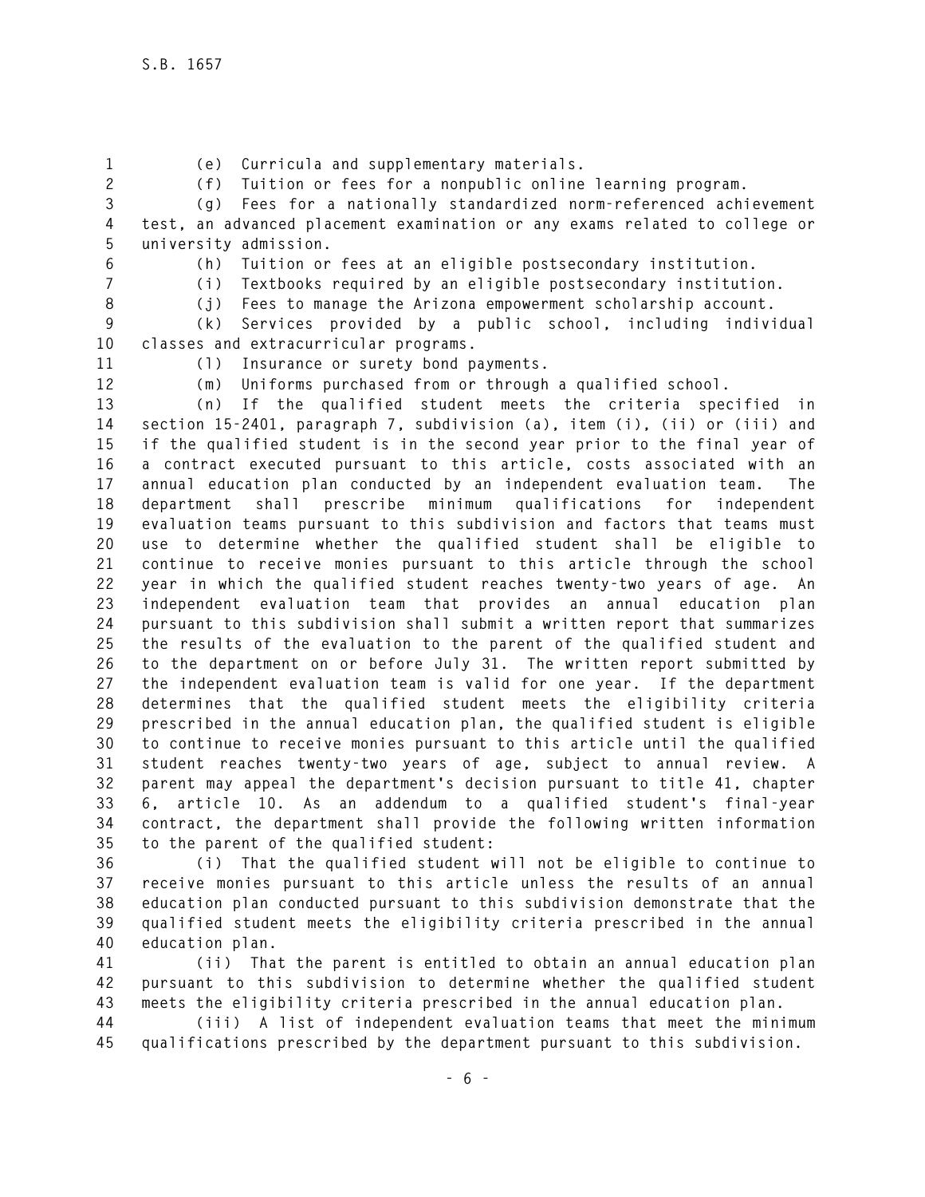(e) Curricula and supplementary materials.

(f) Tuition or fees for a nonpublic online learning program.

(g) Fees for a nationally standardized norm-referenced achievement test, an advanced placement examination or any exams related to college or university admission.

(h) Tuition or fees at an eligible postsecondary institution.

(i) Textbooks required by an eligible postsecondary institution.

(j) Fees to manage the Arizona empowerment scholarship account.

(k) Services provided by a public school, including individual classes and extracurricular programs.

(l) Insurance or surety bond payments.

(m) Uniforms purchased from or through a qualified school.

(n) If the qualified student meets the criteria specified in section 15-2401, paragraph 7, subdivision (a), item (i), (ii) or (iii) and if the qualified student is in the second year prior to the final year of a contract executed pursuant to this article, costs associated with an annual education plan conducted by an independent evaluation team. The department shall prescribe minimum qualifications for independent evaluation teams pursuant to this subdivision and factors that teams must use to determine whether the qualified student shall be eligible to continue to receive monies pursuant to this article through the school year in which the qualified student reaches twenty-two years of age. An independent evaluation team that provides an annual education plan pursuant to this subdivision shall submit a written report that summarizes the results of the evaluation to the parent of the qualified student and to the department on or before July 31. The written report submitted by the independent evaluation team is valid for one year. If the department determines that the qualified student meets the eligibility criteria prescribed in the annual education plan, the qualified student is eligible to continue to receive monies pursuant to this article until the qualified student reaches twenty-two years of age, subject to annual review. A parent may appeal the department's decision pursuant to title 41, chapter 6, article 10. As an addendum to a qualified student's final-year contract, the department shall provide the following written information to the parent of the qualified student:

(i) That the qualified student will not be eligible to continue to receive monies pursuant to this article unless the results of an annual education plan conducted pursuant to this subdivision demonstrate that the qualified student meets the eligibility criteria prescribed in the annual education plan.

(ii) That the parent is entitled to obtain an annual education plan pursuant to this subdivision to determine whether the qualified student meets the eligibility criteria prescribed in the annual education plan.

(iii) A list of independent evaluation teams that meet the minimum qualifications prescribed by the department pursuant to this subdivision.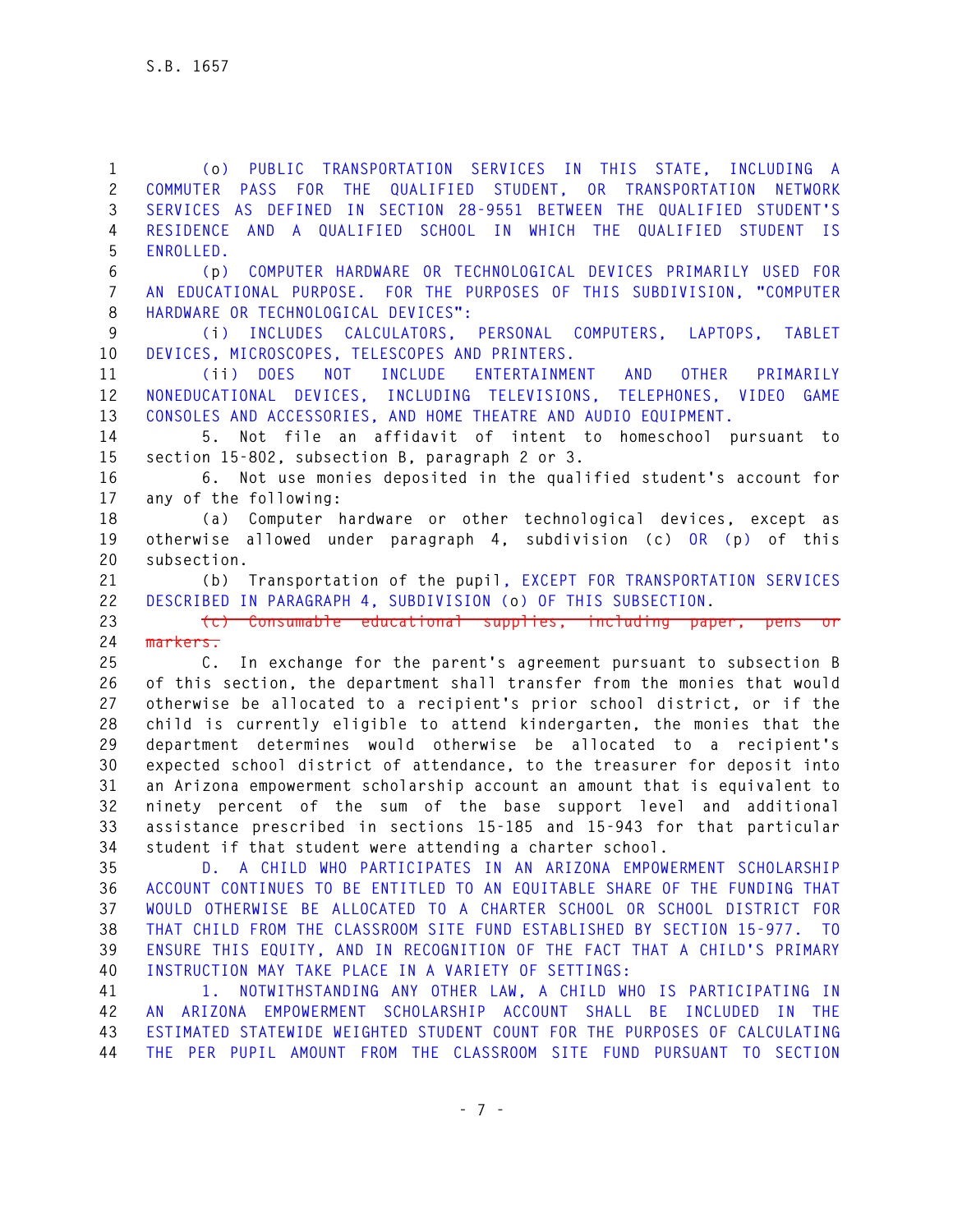(o) PUBLIC TRANSPORTATION SERVICES IN THIS STATE, INCLUDING A COMMUTER PASS FOR THE QUALIFIED STUDENT, OR TRANSPORTATION NETWORK SERVICES AS DEFINED IN SECTION 28-9551 BETWEEN THE QUALIFIED STUDENT'S RESIDENCE AND A QUALIFIED SCHOOL IN WHICH THE QUALIFIED STUDENT IS ENROLLED.

(p) COMPUTER HARDWARE OR TECHNOLOGICAL DEVICES PRIMARILY USED FOR AN EDUCATIONAL PURPOSE. FOR THE PURPOSES OF THIS SUBDIVISION, "COMPUTER HARDWARE OR TECHNOLOGICAL DEVICES":

(i) INCLUDES CALCULATORS, PERSONAL COMPUTERS, LAPTOPS, TABLET DEVICES, MICROSCOPES, TELESCOPES AND PRINTERS.

(ii) DOES NOT INCLUDE ENTERTAINMENT AND OTHER PRIMARILY NONEDUCATIONAL DEVICES, INCLUDING TELEVISIONS, TELEPHONES, VIDEO GAME CONSOLES AND ACCESSORIES, AND HOME THEATRE AND AUDIO EQUIPMENT.

5. Not file an affidavit of intent to homeschool pursuant to section 15-802, subsection B, paragraph 2 or 3.

6. Not use monies deposited in the qualified student's account for any of the following:

(a) Computer hardware or other technological devices, except as otherwise allowed under paragraph 4, subdivision (c) OR (p) of this subsection.

(b) Transportation of the pupil, EXCEPT FOR TRANSPORTATION SERVICES DESCRIBED IN PARAGRAPH 4, SUBDIVISION (o) OF THIS SUBSECTION.

~~(c) Consumable educational supplies, including paper, pens or markers.~~

C. In exchange for the parent's agreement pursuant to subsection B of this section, the department shall transfer from the monies that would otherwise be allocated to a recipient's prior school district, or if the child is currently eligible to attend kindergarten, the monies that the department determines would otherwise be allocated to a recipient's expected school district of attendance, to the treasurer for deposit into an Arizona empowerment scholarship account an amount that is equivalent to ninety percent of the sum of the base support level and additional assistance prescribed in sections 15-185 and 15-943 for that particular student if that student were attending a charter school.

D. A CHILD WHO PARTICIPATES IN AN ARIZONA EMPOWERMENT SCHOLARSHIP ACCOUNT CONTINUES TO BE ENTITLED TO AN EQUITABLE SHARE OF THE FUNDING THAT WOULD OTHERWISE BE ALLOCATED TO A CHARTER SCHOOL OR SCHOOL DISTRICT FOR THAT CHILD FROM THE CLASSROOM SITE FUND ESTABLISHED BY SECTION 15-977. TO ENSURE THIS EQUITY, AND IN RECOGNITION OF THE FACT THAT A CHILD'S PRIMARY INSTRUCTION MAY TAKE PLACE IN A VARIETY OF SETTINGS:

1. NOTWITHSTANDING ANY OTHER LAW, A CHILD WHO IS PARTICIPATING IN AN ARIZONA EMPOWERMENT SCHOLARSHIP ACCOUNT SHALL BE INCLUDED IN THE ESTIMATED STATEWIDE WEIGHTED STUDENT COUNT FOR THE PURPOSES OF CALCULATING THE PER PUPIL AMOUNT FROM THE CLASSROOM SITE FUND PURSUANT TO SECTION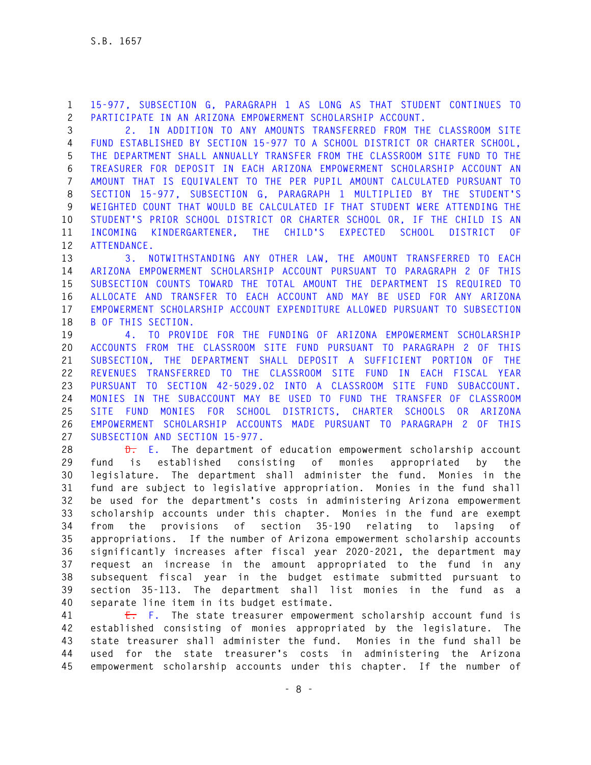15-977, SUBSECTION G, PARAGRAPH 1 AS LONG AS THAT STUDENT CONTINUES TO PARTICIPATE IN AN ARIZONA EMPOWERMENT SCHOLARSHIP ACCOUNT.

2. IN ADDITION TO ANY AMOUNTS TRANSFERRED FROM THE CLASSROOM SITE FUND ESTABLISHED BY SECTION 15-977 TO A SCHOOL DISTRICT OR CHARTER SCHOOL, THE DEPARTMENT SHALL ANNUALLY TRANSFER FROM THE CLASSROOM SITE FUND TO THE TREASURER FOR DEPOSIT IN EACH ARIZONA EMPOWERMENT SCHOLARSHIP ACCOUNT AN AMOUNT THAT IS EQUIVALENT TO THE PER PUPIL AMOUNT CALCULATED PURSUANT TO SECTION 15-977, SUBSECTION G, PARAGRAPH 1 MULTIPLIED BY THE STUDENT'S WEIGHTED COUNT THAT WOULD BE CALCULATED IF THAT STUDENT WERE ATTENDING THE STUDENT'S PRIOR SCHOOL DISTRICT OR CHARTER SCHOOL OR, IF THE CHILD IS AN INCOMING KINDERGARTENER, THE CHILD'S EXPECTED SCHOOL DISTRICT OF ATTENDANCE.

3. NOTWITHSTANDING ANY OTHER LAW, THE AMOUNT TRANSFERRED TO EACH ARIZONA EMPOWERMENT SCHOLARSHIP ACCOUNT PURSUANT TO PARAGRAPH 2 OF THIS SUBSECTION COUNTS TOWARD THE TOTAL AMOUNT THE DEPARTMENT IS REQUIRED TO ALLOCATE AND TRANSFER TO EACH ACCOUNT AND MAY BE USED FOR ANY ARIZONA EMPOWERMENT SCHOLARSHIP ACCOUNT EXPENDITURE ALLOWED PURSUANT TO SUBSECTION B OF THIS SECTION.

4. TO PROVIDE FOR THE FUNDING OF ARIZONA EMPOWERMENT SCHOLARSHIP ACCOUNTS FROM THE CLASSROOM SITE FUND PURSUANT TO PARAGRAPH 2 OF THIS SUBSECTION, THE DEPARTMENT SHALL DEPOSIT A SUFFICIENT PORTION OF THE REVENUES TRANSFERRED TO THE CLASSROOM SITE FUND IN EACH FISCAL YEAR PURSUANT TO SECTION 42-5029.02 INTO A CLASSROOM SITE FUND SUBACCOUNT. MONIES IN THE SUBACCOUNT MAY BE USED TO FUND THE TRANSFER OF CLASSROOM SITE FUND MONIES FOR SCHOOL DISTRICTS, CHARTER SCHOOLS OR ARIZONA EMPOWERMENT SCHOLARSHIP ACCOUNTS MADE PURSUANT TO PARAGRAPH 2 OF THIS SUBSECTION AND SECTION 15-977.

~~D.~~ E. The department of education empowerment scholarship account fund is established consisting of monies appropriated by the legislature. The department shall administer the fund. Monies in the fund are subject to legislative appropriation. Monies in the fund shall be used for the department's costs in administering Arizona empowerment scholarship accounts under this chapter. Monies in the fund are exempt from the provisions of section 35-190 relating to lapsing of appropriations. If the number of Arizona empowerment scholarship accounts significantly increases after fiscal year 2020-2021, the department may request an increase in the amount appropriated to the fund in any subsequent fiscal year in the budget estimate submitted pursuant to section 35-113. The department shall list monies in the fund as a separate line item in its budget estimate.

~~E.~~ F. The state treasurer empowerment scholarship account fund is established consisting of monies appropriated by the legislature. The state treasurer shall administer the fund. Monies in the fund shall be used for the state treasurer's costs in administering the Arizona empowerment scholarship accounts under this chapter. If the number of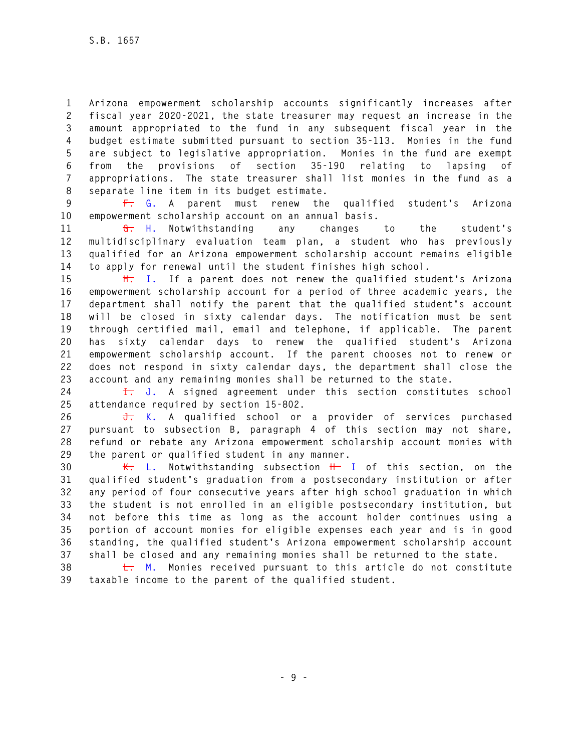Arizona empowerment scholarship accounts significantly increases after fiscal year 2020-2021, the state treasurer may request an increase in the amount appropriated to the fund in any subsequent fiscal year in the budget estimate submitted pursuant to section 35-113. Monies in the fund are subject to legislative appropriation. Monies in the fund are exempt from the provisions of section 35-190 relating to lapsing of appropriations. The state treasurer shall list monies in the fund as a separate line item in its budget estimate.

~~F.~~ G. A parent must renew the qualified student's Arizona empowerment scholarship account on an annual basis.

~~G.~~ H. Notwithstanding any changes to the student's multidisciplinary evaluation team plan, a student who has previously qualified for an Arizona empowerment scholarship account remains eligible to apply for renewal until the student finishes high school.

~~H.~~ I. If a parent does not renew the qualified student's Arizona empowerment scholarship account for a period of three academic years, the department shall notify the parent that the qualified student's account will be closed in sixty calendar days. The notification must be sent through certified mail, email and telephone, if applicable. The parent has sixty calendar days to renew the qualified student's Arizona empowerment scholarship account. If the parent chooses not to renew or does not respond in sixty calendar days, the department shall close the account and any remaining monies shall be returned to the state.

~~I.~~ J. A signed agreement under this section constitutes school attendance required by section 15-802.

~~J.~~ K. A qualified school or a provider of services purchased pursuant to subsection B, paragraph 4 of this section may not share, refund or rebate any Arizona empowerment scholarship account monies with the parent or qualified student in any manner.

~~K.~~ L. Notwithstanding subsection ~~H~~ I of this section, on the qualified student's graduation from a postsecondary institution or after any period of four consecutive years after high school graduation in which the student is not enrolled in an eligible postsecondary institution, but not before this time as long as the account holder continues using a portion of account monies for eligible expenses each year and is in good standing, the qualified student's Arizona empowerment scholarship account shall be closed and any remaining monies shall be returned to the state.

~~L.~~ M. Monies received pursuant to this article do not constitute taxable income to the parent of the qualified student.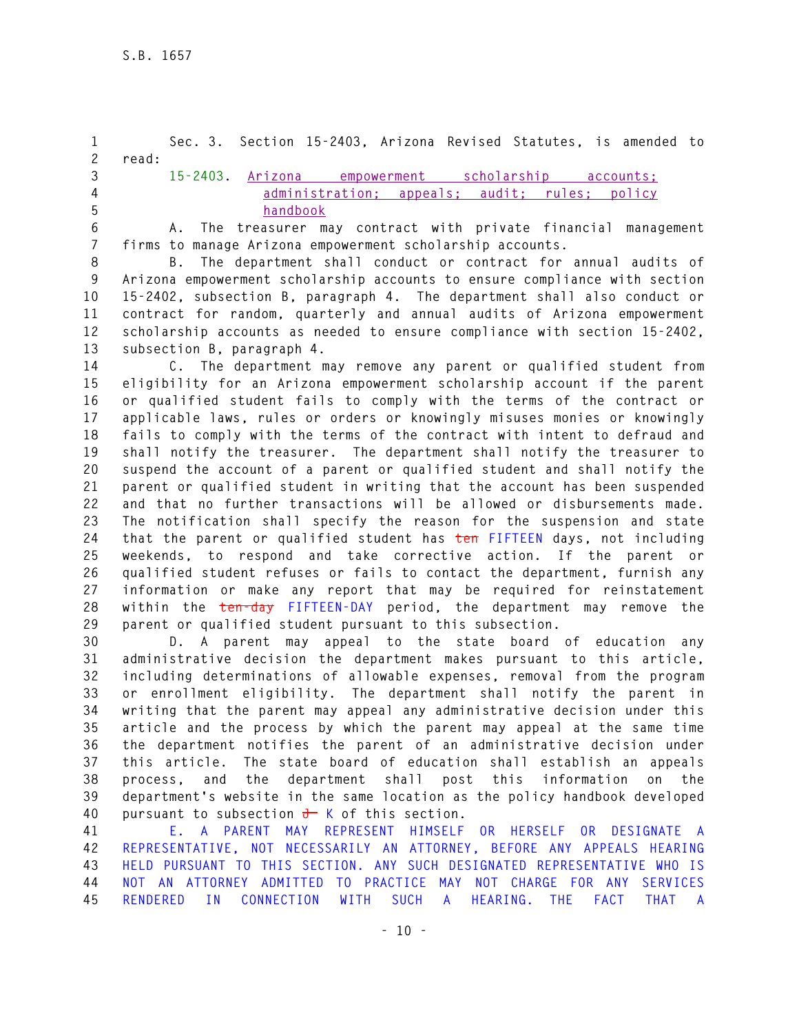Sec. 3. Section 15-2403, Arizona Revised Statutes, is amended to read:

15-2403. Arizona empowerment scholarship accounts; administration; appeals; audit; rules; policy handbook

A. The treasurer may contract with private financial management firms to manage Arizona empowerment scholarship accounts.

B. The department shall conduct or contract for annual audits of Arizona empowerment scholarship accounts to ensure compliance with section 15-2402, subsection B, paragraph 4. The department shall also conduct or contract for random, quarterly and annual audits of Arizona empowerment scholarship accounts as needed to ensure compliance with section 15-2402, subsection B, paragraph 4.

C. The department may remove any parent or qualified student from eligibility for an Arizona empowerment scholarship account if the parent or qualified student fails to comply with the terms of the contract or applicable laws, rules or orders or knowingly misuses monies or knowingly fails to comply with the terms of the contract with intent to defraud and shall notify the treasurer. The department shall notify the treasurer to suspend the account of a parent or qualified student and shall notify the parent or qualified student in writing that the account has been suspended and that no further transactions will be allowed or disbursements made. The notification shall specify the reason for the suspension and state that the parent or qualified student has ~~ten~~ FIFTEEN days, not including weekends, to respond and take corrective action. If the parent or qualified student refuses or fails to contact the department, furnish any information or make any report that may be required for reinstatement within the ~~ten-day~~ FIFTEEN-DAY period, the department may remove the parent or qualified student pursuant to this subsection.

D. A parent may appeal to the state board of education any administrative decision the department makes pursuant to this article, including determinations of allowable expenses, removal from the program or enrollment eligibility. The department shall notify the parent in writing that the parent may appeal any administrative decision under this article and the process by which the parent may appeal at the same time the department notifies the parent of an administrative decision under this article. The state board of education shall establish an appeals process, and the department shall post this information on the department's website in the same location as the policy handbook developed pursuant to subsection ~~J~~ K of this section.

E. A PARENT MAY REPRESENT HIMSELF OR HERSELF OR DESIGNATE A REPRESENTATIVE, NOT NECESSARILY AN ATTORNEY, BEFORE ANY APPEALS HEARING HELD PURSUANT TO THIS SECTION. ANY SUCH DESIGNATED REPRESENTATIVE WHO IS NOT AN ATTORNEY ADMITTED TO PRACTICE MAY NOT CHARGE FOR ANY SERVICES RENDERED IN CONNECTION WITH SUCH A HEARING. THE FACT THAT A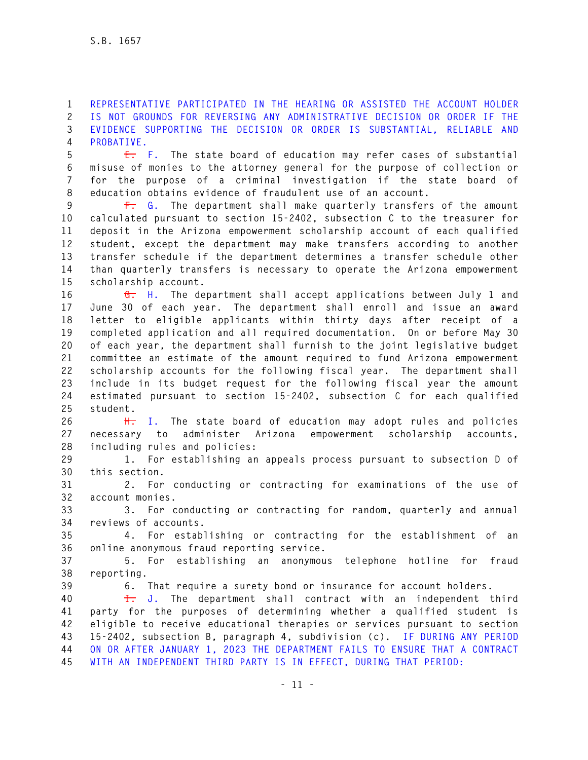REPRESENTATIVE PARTICIPATED IN THE HEARING OR ASSISTED THE ACCOUNT HOLDER IS NOT GROUNDS FOR REVERSING ANY ADMINISTRATIVE DECISION OR ORDER IF THE EVIDENCE SUPPORTING THE DECISION OR ORDER IS SUBSTANTIAL, RELIABLE AND PROBATIVE.

~~E.~~ F. The state board of education may refer cases of substantial misuse of monies to the attorney general for the purpose of collection or for the purpose of a criminal investigation if the state board of education obtains evidence of fraudulent use of an account.

~~F.~~ G. The department shall make quarterly transfers of the amount calculated pursuant to section 15-2402, subsection C to the treasurer for deposit in the Arizona empowerment scholarship account of each qualified student, except the department may make transfers according to another transfer schedule if the department determines a transfer schedule other than quarterly transfers is necessary to operate the Arizona empowerment scholarship account.

~~G.~~ H. The department shall accept applications between July 1 and June 30 of each year. The department shall enroll and issue an award letter to eligible applicants within thirty days after receipt of a completed application and all required documentation. On or before May 30 of each year, the department shall furnish to the joint legislative budget committee an estimate of the amount required to fund Arizona empowerment scholarship accounts for the following fiscal year. The department shall include in its budget request for the following fiscal year the amount estimated pursuant to section 15-2402, subsection C for each qualified student.

~~H.~~ I. The state board of education may adopt rules and policies necessary to administer Arizona empowerment scholarship accounts, including rules and policies:

1. For establishing an appeals process pursuant to subsection D of this section.

2. For conducting or contracting for examinations of the use of account monies.

3. For conducting or contracting for random, quarterly and annual reviews of accounts.

4. For establishing or contracting for the establishment of an online anonymous fraud reporting service.

5. For establishing an anonymous telephone hotline for fraud reporting.

6. That require a surety bond or insurance for account holders.

~~I.~~ J. The department shall contract with an independent third party for the purposes of determining whether a qualified student is eligible to receive educational therapies or services pursuant to section 15-2402, subsection B, paragraph 4, subdivision (c). IF DURING ANY PERIOD ON OR AFTER JANUARY 1, 2023 THE DEPARTMENT FAILS TO ENSURE THAT A CONTRACT WITH AN INDEPENDENT THIRD PARTY IS IN EFFECT, DURING THAT PERIOD: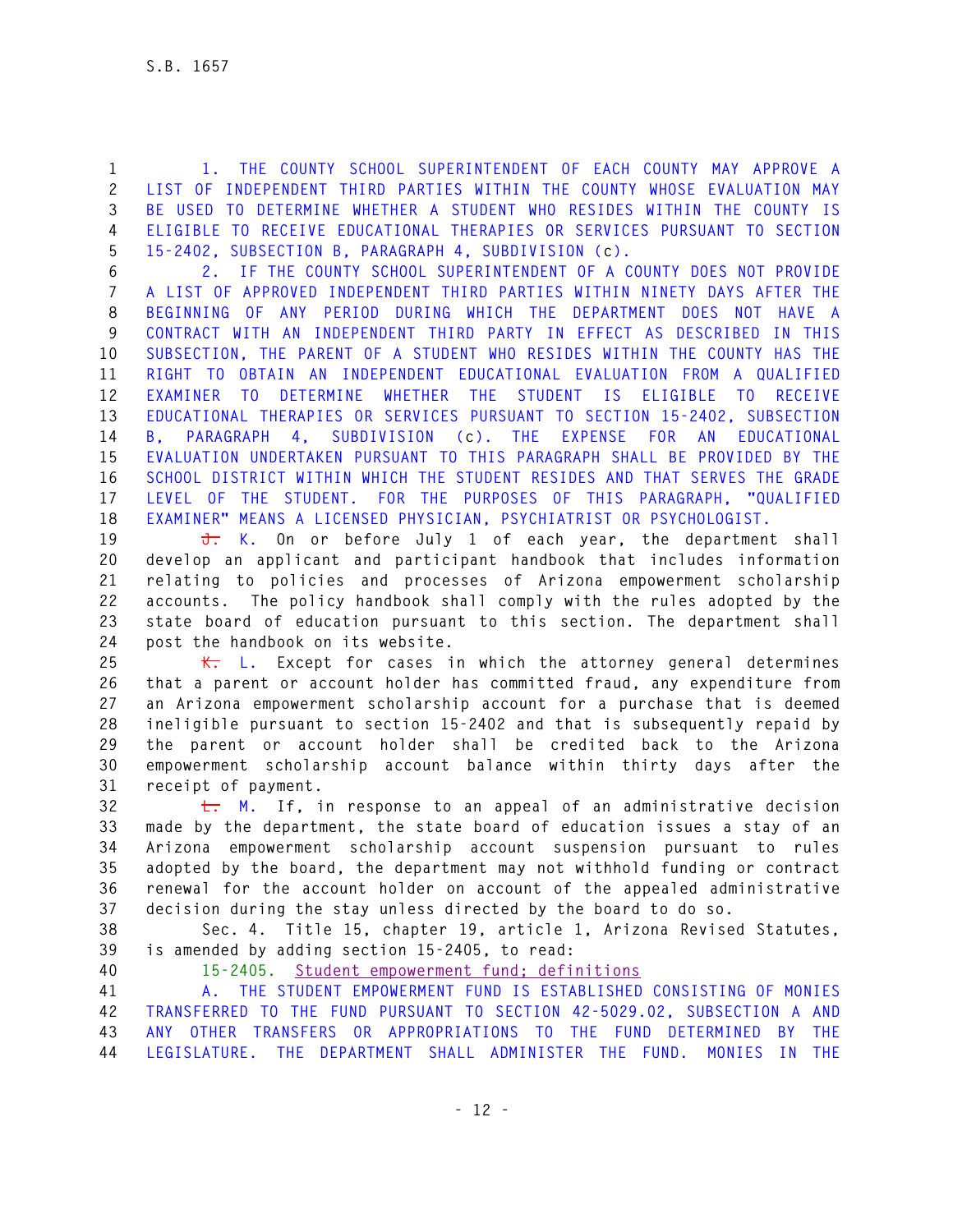1. THE COUNTY SCHOOL SUPERINTENDENT OF EACH COUNTY MAY APPROVE A LIST OF INDEPENDENT THIRD PARTIES WITHIN THE COUNTY WHOSE EVALUATION MAY BE USED TO DETERMINE WHETHER A STUDENT WHO RESIDES WITHIN THE COUNTY IS ELIGIBLE TO RECEIVE EDUCATIONAL THERAPIES OR SERVICES PURSUANT TO SECTION 15-2402, SUBSECTION B, PARAGRAPH 4, SUBDIVISION (c).

2. IF THE COUNTY SCHOOL SUPERINTENDENT OF A COUNTY DOES NOT PROVIDE A LIST OF APPROVED INDEPENDENT THIRD PARTIES WITHIN NINETY DAYS AFTER THE BEGINNING OF ANY PERIOD DURING WHICH THE DEPARTMENT DOES NOT HAVE A CONTRACT WITH AN INDEPENDENT THIRD PARTY IN EFFECT AS DESCRIBED IN THIS SUBSECTION, THE PARENT OF A STUDENT WHO RESIDES WITHIN THE COUNTY HAS THE RIGHT TO OBTAIN AN INDEPENDENT EDUCATIONAL EVALUATION FROM A QUALIFIED EXAMINER TO DETERMINE WHETHER THE STUDENT IS ELIGIBLE TO RECEIVE EDUCATIONAL THERAPIES OR SERVICES PURSUANT TO SECTION 15-2402, SUBSECTION B, PARAGRAPH 4, SUBDIVISION (c). THE EXPENSE FOR AN EDUCATIONAL EVALUATION UNDERTAKEN PURSUANT TO THIS PARAGRAPH SHALL BE PROVIDED BY THE SCHOOL DISTRICT WITHIN WHICH THE STUDENT RESIDES AND THAT SERVES THE GRADE LEVEL OF THE STUDENT. FOR THE PURPOSES OF THIS PARAGRAPH, "QUALIFIED EXAMINER" MEANS A LICENSED PHYSICIAN, PSYCHIATRIST OR PSYCHOLOGIST.

~~J.~~ K. On or before July 1 of each year, the department shall develop an applicant and participant handbook that includes information relating to policies and processes of Arizona empowerment scholarship accounts. The policy handbook shall comply with the rules adopted by the state board of education pursuant to this section. The department shall post the handbook on its website.

~~K.~~ L. Except for cases in which the attorney general determines that a parent or account holder has committed fraud, any expenditure from an Arizona empowerment scholarship account for a purchase that is deemed ineligible pursuant to section 15-2402 and that is subsequently repaid by the parent or account holder shall be credited back to the Arizona empowerment scholarship account balance within thirty days after the receipt of payment.

~~L.~~ M. If, in response to an appeal of an administrative decision made by the department, the state board of education issues a stay of an Arizona empowerment scholarship account suspension pursuant to rules adopted by the board, the department may not withhold funding or contract renewal for the account holder on account of the appealed administrative decision during the stay unless directed by the board to do so.

Sec. 4. Title 15, chapter 19, article 1, Arizona Revised Statutes, is amended by adding section 15-2405, to read:

15-2405. Student empowerment fund; definitions

A. THE STUDENT EMPOWERMENT FUND IS ESTABLISHED CONSISTING OF MONIES TRANSFERRED TO THE FUND PURSUANT TO SECTION 42-5029.02, SUBSECTION A AND ANY OTHER TRANSFERS OR APPROPRIATIONS TO THE FUND DETERMINED BY THE LEGISLATURE. THE DEPARTMENT SHALL ADMINISTER THE FUND. MONIES IN THE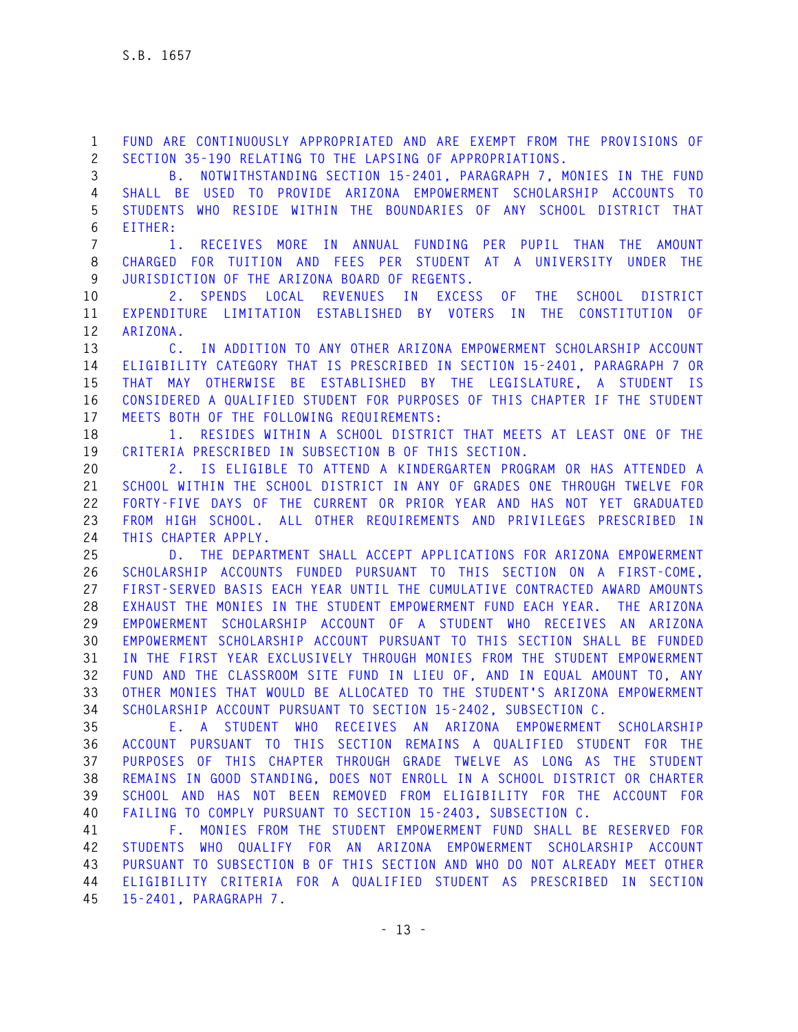FUND ARE CONTINUOUSLY APPROPRIATED AND ARE EXEMPT FROM THE PROVISIONS OF SECTION 35-190 RELATING TO THE LAPSING OF APPROPRIATIONS.

B. NOTWITHSTANDING SECTION 15-2401, PARAGRAPH 7, MONIES IN THE FUND SHALL BE USED TO PROVIDE ARIZONA EMPOWERMENT SCHOLARSHIP ACCOUNTS TO STUDENTS WHO RESIDE WITHIN THE BOUNDARIES OF ANY SCHOOL DISTRICT THAT EITHER:

1. RECEIVES MORE IN ANNUAL FUNDING PER PUPIL THAN THE AMOUNT CHARGED FOR TUITION AND FEES PER STUDENT AT A UNIVERSITY UNDER THE JURISDICTION OF THE ARIZONA BOARD OF REGENTS.

2. SPENDS LOCAL REVENUES IN EXCESS OF THE SCHOOL DISTRICT EXPENDITURE LIMITATION ESTABLISHED BY VOTERS IN THE CONSTITUTION OF ARIZONA.

C. IN ADDITION TO ANY OTHER ARIZONA EMPOWERMENT SCHOLARSHIP ACCOUNT ELIGIBILITY CATEGORY THAT IS PRESCRIBED IN SECTION 15-2401, PARAGRAPH 7 OR THAT MAY OTHERWISE BE ESTABLISHED BY THE LEGISLATURE, A STUDENT IS CONSIDERED A QUALIFIED STUDENT FOR PURPOSES OF THIS CHAPTER IF THE STUDENT MEETS BOTH OF THE FOLLOWING REQUIREMENTS:

1. RESIDES WITHIN A SCHOOL DISTRICT THAT MEETS AT LEAST ONE OF THE CRITERIA PRESCRIBED IN SUBSECTION B OF THIS SECTION.

2. IS ELIGIBLE TO ATTEND A KINDERGARTEN PROGRAM OR HAS ATTENDED A SCHOOL WITHIN THE SCHOOL DISTRICT IN ANY OF GRADES ONE THROUGH TWELVE FOR FORTY-FIVE DAYS OF THE CURRENT OR PRIOR YEAR AND HAS NOT YET GRADUATED FROM HIGH SCHOOL. ALL OTHER REQUIREMENTS AND PRIVILEGES PRESCRIBED IN THIS CHAPTER APPLY.

D. THE DEPARTMENT SHALL ACCEPT APPLICATIONS FOR ARIZONA EMPOWERMENT SCHOLARSHIP ACCOUNTS FUNDED PURSUANT TO THIS SECTION ON A FIRST-COME, FIRST-SERVED BASIS EACH YEAR UNTIL THE CUMULATIVE CONTRACTED AWARD AMOUNTS EXHAUST THE MONIES IN THE STUDENT EMPOWERMENT FUND EACH YEAR. THE ARIZONA EMPOWERMENT SCHOLARSHIP ACCOUNT OF A STUDENT WHO RECEIVES AN ARIZONA EMPOWERMENT SCHOLARSHIP ACCOUNT PURSUANT TO THIS SECTION SHALL BE FUNDED IN THE FIRST YEAR EXCLUSIVELY THROUGH MONIES FROM THE STUDENT EMPOWERMENT FUND AND THE CLASSROOM SITE FUND IN LIEU OF, AND IN EQUAL AMOUNT TO, ANY OTHER MONIES THAT WOULD BE ALLOCATED TO THE STUDENT'S ARIZONA EMPOWERMENT SCHOLARSHIP ACCOUNT PURSUANT TO SECTION 15-2402, SUBSECTION C.

E. A STUDENT WHO RECEIVES AN ARIZONA EMPOWERMENT SCHOLARSHIP ACCOUNT PURSUANT TO THIS SECTION REMAINS A QUALIFIED STUDENT FOR THE PURPOSES OF THIS CHAPTER THROUGH GRADE TWELVE AS LONG AS THE STUDENT REMAINS IN GOOD STANDING, DOES NOT ENROLL IN A SCHOOL DISTRICT OR CHARTER SCHOOL AND HAS NOT BEEN REMOVED FROM ELIGIBILITY FOR THE ACCOUNT FOR FAILING TO COMPLY PURSUANT TO SECTION 15-2403, SUBSECTION C.

F. MONIES FROM THE STUDENT EMPOWERMENT FUND SHALL BE RESERVED FOR STUDENTS WHO QUALIFY FOR AN ARIZONA EMPOWERMENT SCHOLARSHIP ACCOUNT PURSUANT TO SUBSECTION B OF THIS SECTION AND WHO DO NOT ALREADY MEET OTHER ELIGIBILITY CRITERIA FOR A QUALIFIED STUDENT AS PRESCRIBED IN SECTION 15-2401, PARAGRAPH 7.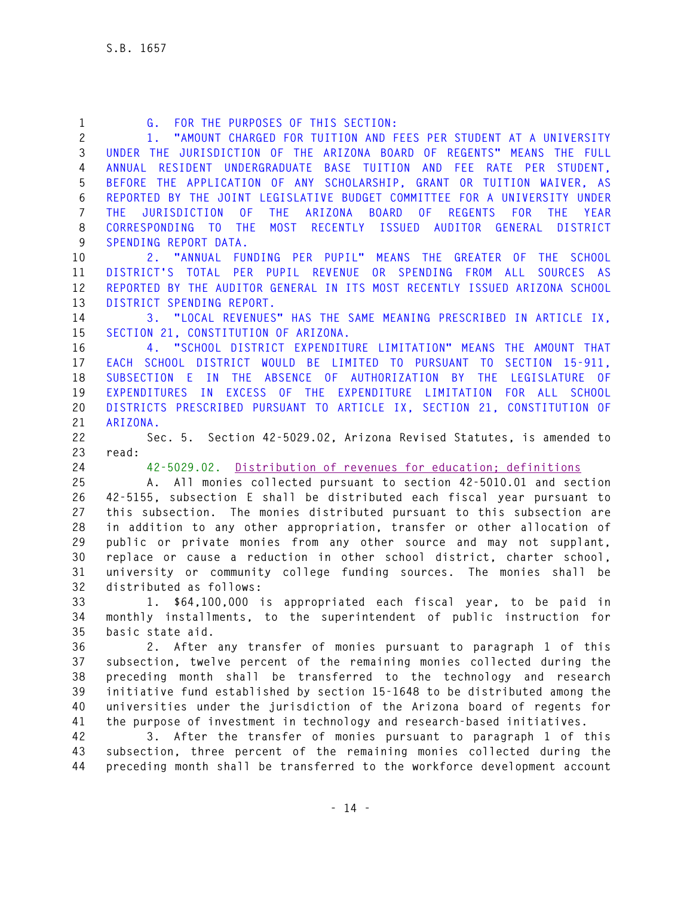G. FOR THE PURPOSES OF THIS SECTION:

1. "AMOUNT CHARGED FOR TUITION AND FEES PER STUDENT AT A UNIVERSITY UNDER THE JURISDICTION OF THE ARIZONA BOARD OF REGENTS" MEANS THE FULL ANNUAL RESIDENT UNDERGRADUATE BASE TUITION AND FEE RATE PER STUDENT, BEFORE THE APPLICATION OF ANY SCHOLARSHIP, GRANT OR TUITION WAIVER, AS REPORTED BY THE JOINT LEGISLATIVE BUDGET COMMITTEE FOR A UNIVERSITY UNDER THE JURISDICTION OF THE ARIZONA BOARD OF REGENTS FOR THE YEAR CORRESPONDING TO THE MOST RECENTLY ISSUED AUDITOR GENERAL DISTRICT SPENDING REPORT DATA.

2. "ANNUAL FUNDING PER PUPIL" MEANS THE GREATER OF THE SCHOOL DISTRICT'S TOTAL PER PUPIL REVENUE OR SPENDING FROM ALL SOURCES AS REPORTED BY THE AUDITOR GENERAL IN ITS MOST RECENTLY ISSUED ARIZONA SCHOOL DISTRICT SPENDING REPORT.

3. "LOCAL REVENUES" HAS THE SAME MEANING PRESCRIBED IN ARTICLE IX, SECTION 21, CONSTITUTION OF ARIZONA.

4. "SCHOOL DISTRICT EXPENDITURE LIMITATION" MEANS THE AMOUNT THAT EACH SCHOOL DISTRICT WOULD BE LIMITED TO PURSUANT TO SECTION 15-911, SUBSECTION E IN THE ABSENCE OF AUTHORIZATION BY THE LEGISLATURE OF EXPENDITURES IN EXCESS OF THE EXPENDITURE LIMITATION FOR ALL SCHOOL DISTRICTS PRESCRIBED PURSUANT TO ARTICLE IX, SECTION 21, CONSTITUTION OF ARIZONA.

Sec. 5. Section 42-5029.02, Arizona Revised Statutes, is amended to read:

42-5029.02. Distribution of revenues for education; definitions

A. All monies collected pursuant to section 42-5010.01 and section 42-5155, subsection E shall be distributed each fiscal year pursuant to this subsection. The monies distributed pursuant to this subsection are in addition to any other appropriation, transfer or other allocation of public or private monies from any other source and may not supplant, replace or cause a reduction in other school district, charter school, university or community college funding sources. The monies shall be distributed as follows:

1. $64,100,000 is appropriated each fiscal year, to be paid in monthly installments, to the superintendent of public instruction for basic state aid.

2. After any transfer of monies pursuant to paragraph 1 of this subsection, twelve percent of the remaining monies collected during the preceding month shall be transferred to the technology and research initiative fund established by section 15-1648 to be distributed among the universities under the jurisdiction of the Arizona board of regents for the purpose of investment in technology and research-based initiatives.

3. After the transfer of monies pursuant to paragraph 1 of this subsection, three percent of the remaining monies collected during the preceding month shall be transferred to the workforce development account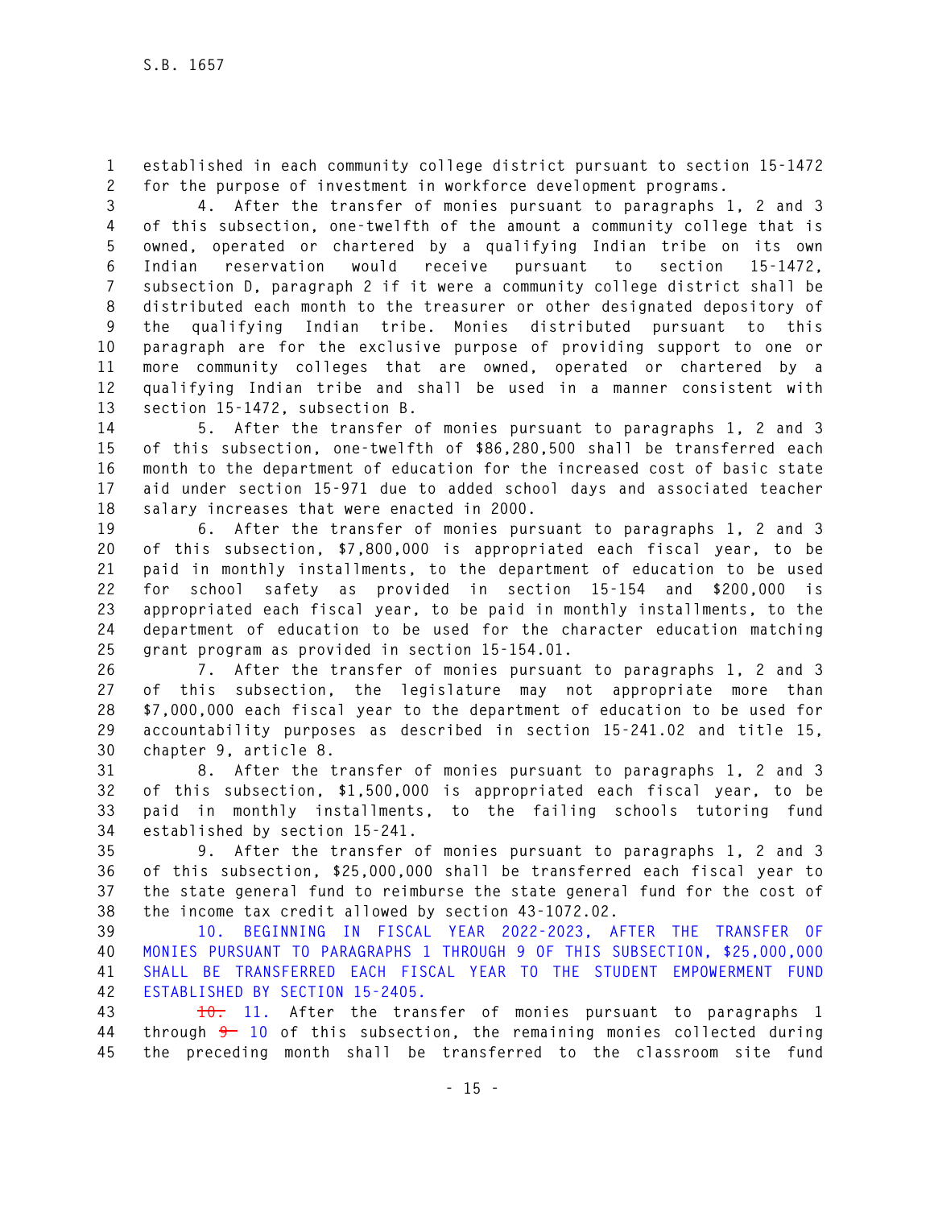established in each community college district pursuant to section 15-1472 for the purpose of investment in workforce development programs.

4. After the transfer of monies pursuant to paragraphs 1, 2 and 3 of this subsection, one-twelfth of the amount a community college that is owned, operated or chartered by a qualifying Indian tribe on its own Indian reservation would receive pursuant to section 15-1472, subsection D, paragraph 2 if it were a community college district shall be distributed each month to the treasurer or other designated depository of the qualifying Indian tribe. Monies distributed pursuant to this paragraph are for the exclusive purpose of providing support to one or more community colleges that are owned, operated or chartered by a qualifying Indian tribe and shall be used in a manner consistent with section 15-1472, subsection B.

5. After the transfer of monies pursuant to paragraphs 1, 2 and 3 of this subsection, one-twelfth of $86,280,500 shall be transferred each month to the department of education for the increased cost of basic state aid under section 15-971 due to added school days and associated teacher salary increases that were enacted in 2000.

6. After the transfer of monies pursuant to paragraphs 1, 2 and 3 of this subsection, $7,800,000 is appropriated each fiscal year, to be paid in monthly installments, to the department of education to be used for school safety as provided in section 15-154 and $200,000 is appropriated each fiscal year, to be paid in monthly installments, to the department of education to be used for the character education matching grant program as provided in section 15-154.01.

7. After the transfer of monies pursuant to paragraphs 1, 2 and 3 of this subsection, the legislature may not appropriate more than $7,000,000 each fiscal year to the department of education to be used for accountability purposes as described in section 15-241.02 and title 15, chapter 9, article 8.

8. After the transfer of monies pursuant to paragraphs 1, 2 and 3 of this subsection, $1,500,000 is appropriated each fiscal year, to be paid in monthly installments, to the failing schools tutoring fund established by section 15-241.

9. After the transfer of monies pursuant to paragraphs 1, 2 and 3 of this subsection, $25,000,000 shall be transferred each fiscal year to the state general fund to reimburse the state general fund for the cost of the income tax credit allowed by section 43-1072.02.

10. BEGINNING IN FISCAL YEAR 2022-2023, AFTER THE TRANSFER OF MONIES PURSUANT TO PARAGRAPHS 1 THROUGH 9 OF THIS SUBSECTION, $25,000,000 SHALL BE TRANSFERRED EACH FISCAL YEAR TO THE STUDENT EMPOWERMENT FUND ESTABLISHED BY SECTION 15-2405.

~~10.~~ 11. After the transfer of monies pursuant to paragraphs 1 through ~~9~~ 10 of this subsection, the remaining monies collected during the preceding month shall be transferred to the classroom site fund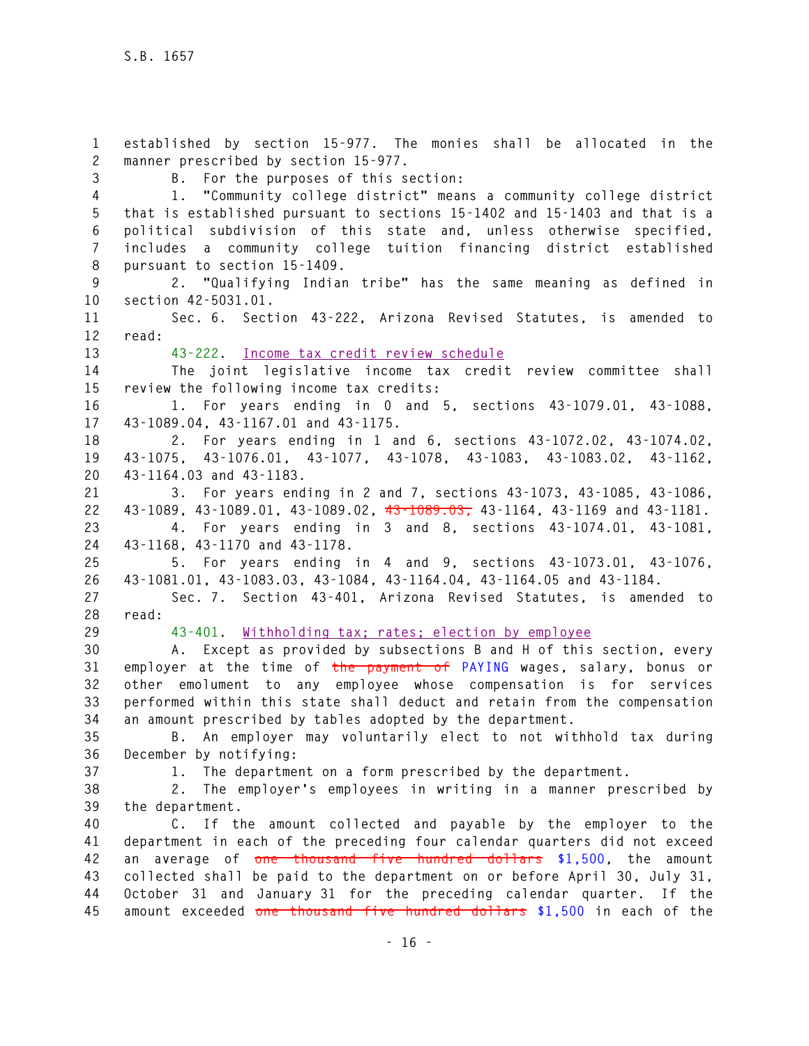established by section 15-977. The monies shall be allocated in the manner prescribed by section 15-977.

B. For the purposes of this section:

1. "Community college district" means a community college district that is established pursuant to sections 15-1402 and 15-1403 and that is a political subdivision of this state and, unless otherwise specified, includes a community college tuition financing district established pursuant to section 15-1409.

2. "Qualifying Indian tribe" has the same meaning as defined in section 42-5031.01.

Sec. 6. Section 43-222, Arizona Revised Statutes, is amended to read:

43-222. Income tax credit review schedule

The joint legislative income tax credit review committee shall review the following income tax credits:

1. For years ending in 0 and 5, sections 43-1079.01, 43-1088, 43-1089.04, 43-1167.01 and 43-1175.

2. For years ending in 1 and 6, sections 43-1072.02, 43-1074.02, 43-1075, 43-1076.01, 43-1077, 43-1078, 43-1083, 43-1083.02, 43-1162, 43-1164.03 and 43-1183.

3. For years ending in 2 and 7, sections 43-1073, 43-1085, 43-1086, 43-1089, 43-1089.01, 43-1089.02, ~~43-1089.03,~~ 43-1164, 43-1169 and 43-1181.

4. For years ending in 3 and 8, sections 43-1074.01, 43-1081, 43-1168, 43-1170 and 43-1178.

5. For years ending in 4 and 9, sections 43-1073.01, 43-1076, 43-1081.01, 43-1083.03, 43-1084, 43-1164.04, 43-1164.05 and 43-1184.

Sec. 7. Section 43-401, Arizona Revised Statutes, is amended to read:

43-401. Withholding tax; rates; election by employee

A. Except as provided by subsections B and H of this section, every employer at the time of ~~the payment of~~ PAYING wages, salary, bonus or other emolument to any employee whose compensation is for services performed within this state shall deduct and retain from the compensation an amount prescribed by tables adopted by the department.

B. An employer may voluntarily elect to not withhold tax during December by notifying:

1. The department on a form prescribed by the department.

2. The employer's employees in writing in a manner prescribed by the department.

C. If the amount collected and payable by the employer to the department in each of the preceding four calendar quarters did not exceed an average of ~~one thousand five hundred dollars~~ $1,500, the amount collected shall be paid to the department on or before April 30, July 31, October 31 and January 31 for the preceding calendar quarter. If the amount exceeded ~~one thousand five hundred dollars~~ $1,500 in each of the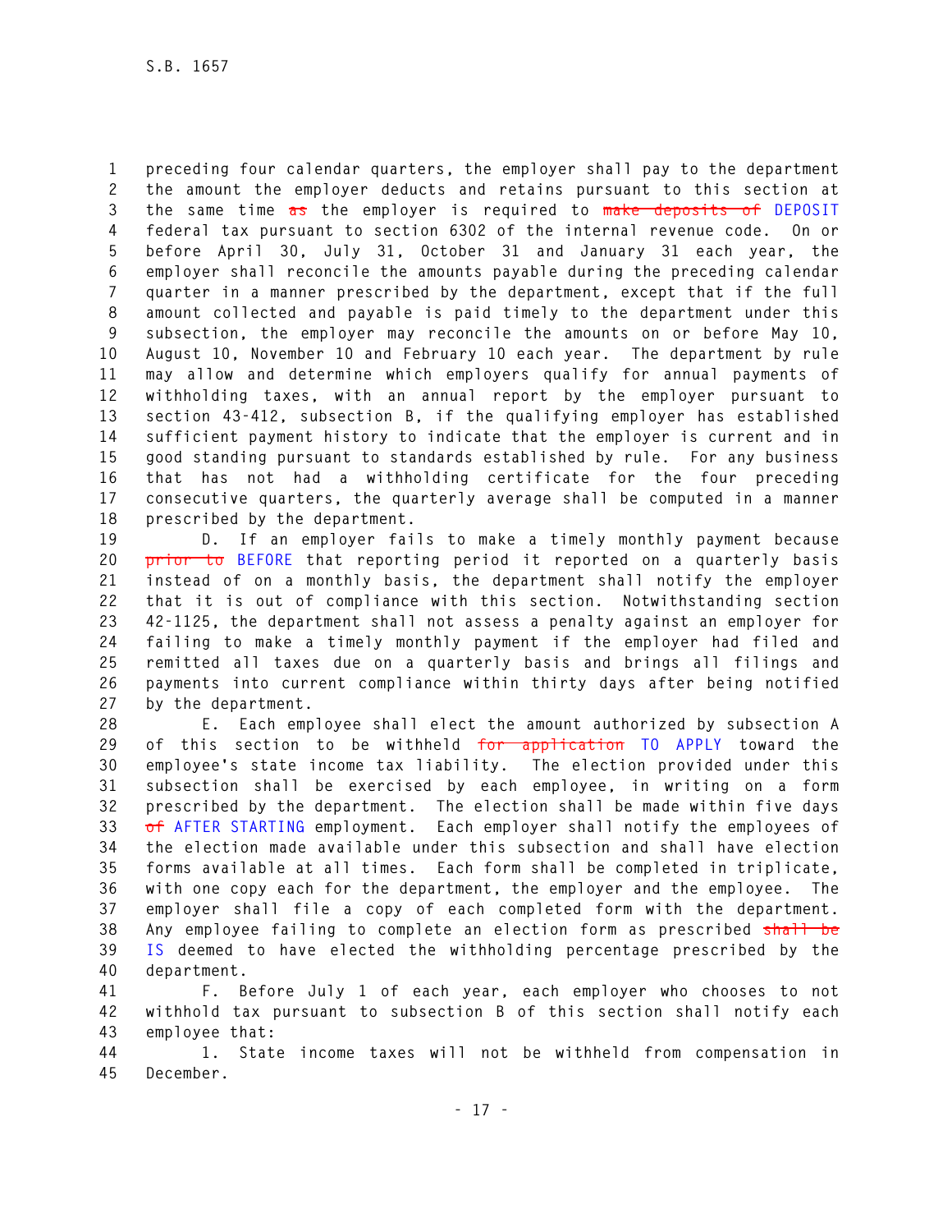preceding four calendar quarters, the employer shall pay to the department the amount the employer deducts and retains pursuant to this section at the same time ~~as~~ the employer is required to ~~make deposits of~~ DEPOSIT federal tax pursuant to section 6302 of the internal revenue code. On or before April 30, July 31, October 31 and January 31 each year, the employer shall reconcile the amounts payable during the preceding calendar quarter in a manner prescribed by the department, except that if the full amount collected and payable is paid timely to the department under this subsection, the employer may reconcile the amounts on or before May 10, August 10, November 10 and February 10 each year. The department by rule may allow and determine which employers qualify for annual payments of withholding taxes, with an annual report by the employer pursuant to section 43-412, subsection B, if the qualifying employer has established sufficient payment history to indicate that the employer is current and in good standing pursuant to standards established by rule. For any business that has not had a withholding certificate for the four preceding consecutive quarters, the quarterly average shall be computed in a manner prescribed by the department.

D. If an employer fails to make a timely monthly payment because ~~prior to~~ BEFORE that reporting period it reported on a quarterly basis instead of on a monthly basis, the department shall notify the employer that it is out of compliance with this section. Notwithstanding section 42-1125, the department shall not assess a penalty against an employer for failing to make a timely monthly payment if the employer had filed and remitted all taxes due on a quarterly basis and brings all filings and payments into current compliance within thirty days after being notified by the department.

E. Each employee shall elect the amount authorized by subsection A of this section to be withheld ~~for application~~ TO APPLY toward the employee's state income tax liability. The election provided under this subsection shall be exercised by each employee, in writing on a form prescribed by the department. The election shall be made within five days ~~of~~ AFTER STARTING employment. Each employer shall notify the employees of the election made available under this subsection and shall have election forms available at all times. Each form shall be completed in triplicate, with one copy each for the department, the employer and the employee. The employer shall file a copy of each completed form with the department. Any employee failing to complete an election form as prescribed ~~shall be~~ IS deemed to have elected the withholding percentage prescribed by the department.

F. Before July 1 of each year, each employer who chooses to not withhold tax pursuant to subsection B of this section shall notify each employee that:

1. State income taxes will not be withheld from compensation in December.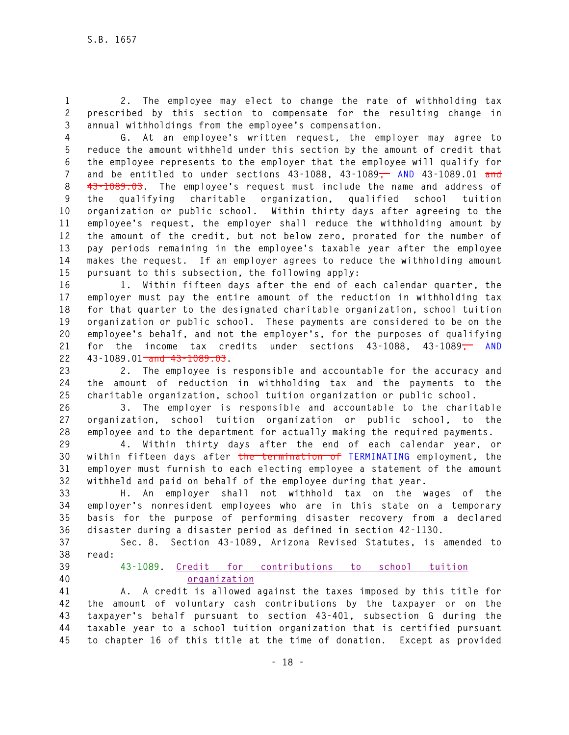2. The employee may elect to change the rate of withholding tax prescribed by this section to compensate for the resulting change in annual withholdings from the employee's compensation.

G. At an employee's written request, the employer may agree to reduce the amount withheld under this section by the amount of credit that the employee represents to the employer that the employee will qualify for and be entitled to under sections 43-1088, 43-1089~~,~~ AND 43-1089.01 ~~and 43-1089.03~~. The employee's request must include the name and address of the qualifying charitable organization, qualified school tuition organization or public school. Within thirty days after agreeing to the employee's request, the employer shall reduce the withholding amount by the amount of the credit, but not below zero, prorated for the number of pay periods remaining in the employee's taxable year after the employee makes the request. If an employer agrees to reduce the withholding amount pursuant to this subsection, the following apply:

1. Within fifteen days after the end of each calendar quarter, the employer must pay the entire amount of the reduction in withholding tax for that quarter to the designated charitable organization, school tuition organization or public school. These payments are considered to be on the employee's behalf, and not the employer's, for the purposes of qualifying for the income tax credits under sections 43-1088, 43-1089~~,~~ AND 43-1089.01 ~~and 43-1089.03~~.

2. The employee is responsible and accountable for the accuracy and the amount of reduction in withholding tax and the payments to the charitable organization, school tuition organization or public school.

3. The employer is responsible and accountable to the charitable organization, school tuition organization or public school, to the employee and to the department for actually making the required payments.

4. Within thirty days after the end of each calendar year, or within fifteen days after ~~the termination of~~ TERMINATING employment, the employer must furnish to each electing employee a statement of the amount withheld and paid on behalf of the employee during that year.

H. An employer shall not withhold tax on the wages of the employer's nonresident employees who are in this state on a temporary basis for the purpose of performing disaster recovery from a declared disaster during a disaster period as defined in section 42-1130.

Sec. 8. Section 43-1089, Arizona Revised Statutes, is amended to read:

43-1089. Credit for contributions to school tuition organization

A. A credit is allowed against the taxes imposed by this title for the amount of voluntary cash contributions by the taxpayer or on the taxpayer's behalf pursuant to section 43-401, subsection G during the taxable year to a school tuition organization that is certified pursuant to chapter 16 of this title at the time of donation. Except as provided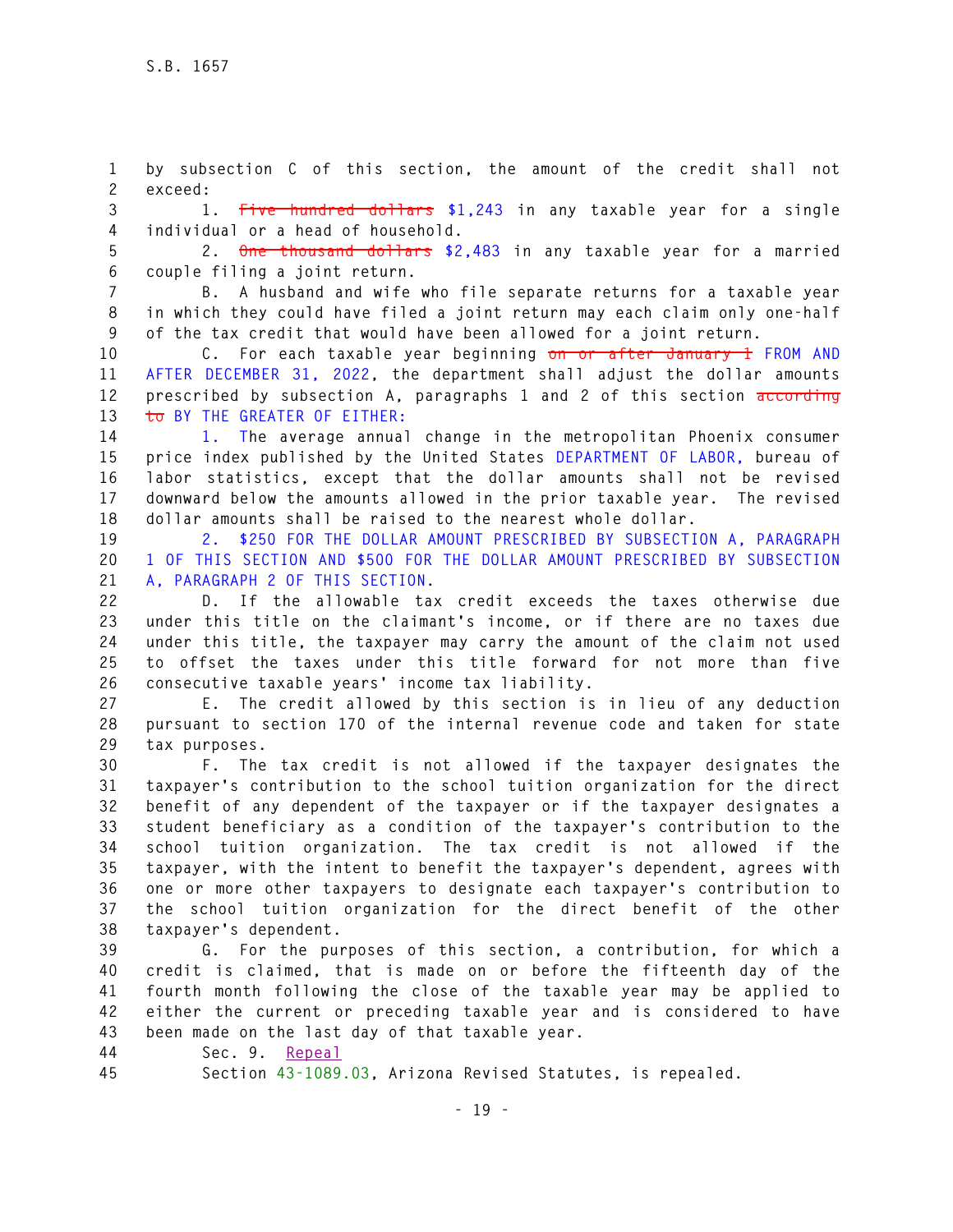by subsection C of this section, the amount of the credit shall not exceed:

1. ~~Five hundred dollars~~ $1,243 in any taxable year for a single individual or a head of household.

2. ~~One thousand dollars~~ $2,483 in any taxable year for a married couple filing a joint return.

B. A husband and wife who file separate returns for a taxable year in which they could have filed a joint return may each claim only one-half of the tax credit that would have been allowed for a joint return.

C. For each taxable year beginning ~~on or after January 1~~ FROM AND AFTER DECEMBER 31, 2022, the department shall adjust the dollar amounts prescribed by subsection A, paragraphs 1 and 2 of this section ~~according to~~ BY THE GREATER OF EITHER:

1. The average annual change in the metropolitan Phoenix consumer price index published by the United States DEPARTMENT OF LABOR, bureau of labor statistics, except that the dollar amounts shall not be revised downward below the amounts allowed in the prior taxable year. The revised dollar amounts shall be raised to the nearest whole dollar.

2. $250 FOR THE DOLLAR AMOUNT PRESCRIBED BY SUBSECTION A, PARAGRAPH 1 OF THIS SECTION AND $500 FOR THE DOLLAR AMOUNT PRESCRIBED BY SUBSECTION A, PARAGRAPH 2 OF THIS SECTION.

D. If the allowable tax credit exceeds the taxes otherwise due under this title on the claimant's income, or if there are no taxes due under this title, the taxpayer may carry the amount of the claim not used to offset the taxes under this title forward for not more than five consecutive taxable years' income tax liability.

E. The credit allowed by this section is in lieu of any deduction pursuant to section 170 of the internal revenue code and taken for state tax purposes.

F. The tax credit is not allowed if the taxpayer designates the taxpayer's contribution to the school tuition organization for the direct benefit of any dependent of the taxpayer or if the taxpayer designates a student beneficiary as a condition of the taxpayer's contribution to the school tuition organization. The tax credit is not allowed if the taxpayer, with the intent to benefit the taxpayer's dependent, agrees with one or more other taxpayers to designate each taxpayer's contribution to the school tuition organization for the direct benefit of the other taxpayer's dependent.

G. For the purposes of this section, a contribution, for which a credit is claimed, that is made on or before the fifteenth day of the fourth month following the close of the taxable year may be applied to either the current or preceding taxable year and is considered to have been made on the last day of that taxable year.

Sec. 9. Repeal

Section 43-1089.03, Arizona Revised Statutes, is repealed.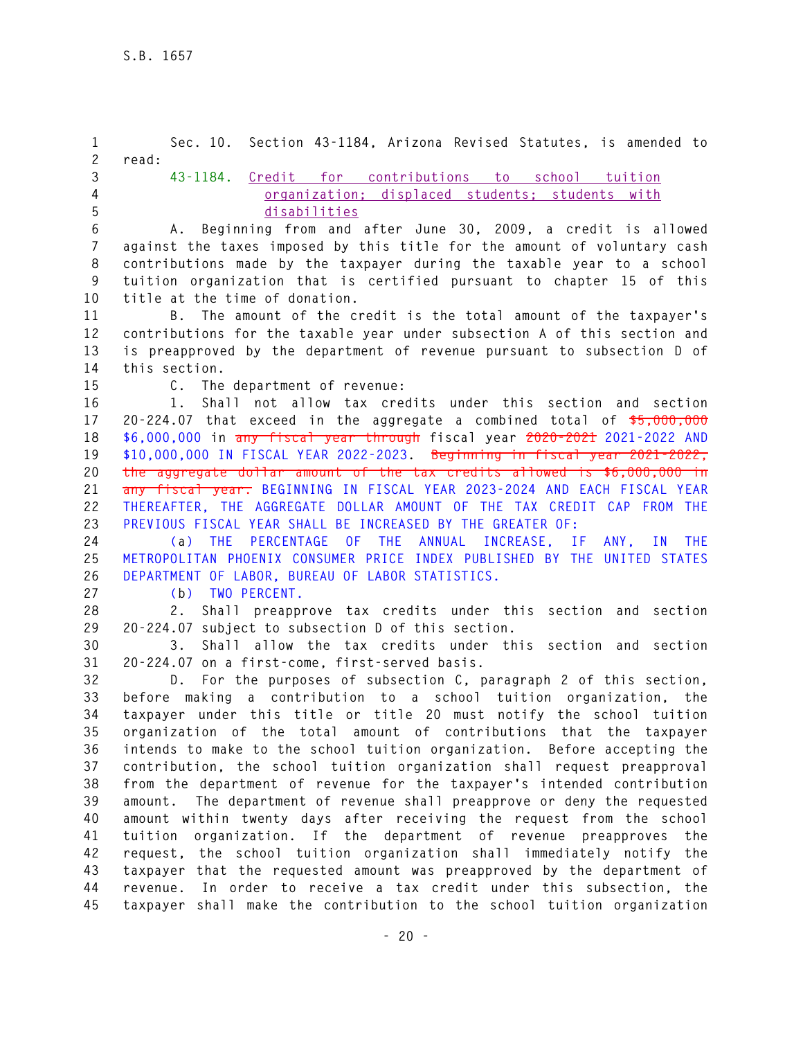Sec. 10. Section 43-1184, Arizona Revised Statutes, is amended to read:

43-1184. Credit for contributions to school tuition organization; displaced students; students with disabilities

A. Beginning from and after June 30, 2009, a credit is allowed against the taxes imposed by this title for the amount of voluntary cash contributions made by the taxpayer during the taxable year to a school tuition organization that is certified pursuant to chapter 15 of this title at the time of donation.

B. The amount of the credit is the total amount of the taxpayer's contributions for the taxable year under subsection A of this section and is preapproved by the department of revenue pursuant to subsection D of this section.

C. The department of revenue:

1. Shall not allow tax credits under this section and section 20-224.07 that exceed in the aggregate a combined total of ~~$5,000,000~~ $6,000,000 in ~~any fiscal year through~~ fiscal year ~~2020-2021~~ 2021-2022 AND $10,000,000 IN FISCAL YEAR 2022-2023. ~~Beginning in fiscal year 2021-2022, the aggregate dollar amount of the tax credits allowed is $6,000,000 in any fiscal year.~~ BEGINNING IN FISCAL YEAR 2023-2024 AND EACH FISCAL YEAR THEREAFTER, THE AGGREGATE DOLLAR AMOUNT OF THE TAX CREDIT CAP FROM THE PREVIOUS FISCAL YEAR SHALL BE INCREASED BY THE GREATER OF:

(a) THE PERCENTAGE OF THE ANNUAL INCREASE, IF ANY, IN THE METROPOLITAN PHOENIX CONSUMER PRICE INDEX PUBLISHED BY THE UNITED STATES DEPARTMENT OF LABOR, BUREAU OF LABOR STATISTICS.

(b) TWO PERCENT.

2. Shall preapprove tax credits under this section and section 20-224.07 subject to subsection D of this section.

3. Shall allow the tax credits under this section and section 20-224.07 on a first-come, first-served basis.

D. For the purposes of subsection C, paragraph 2 of this section, before making a contribution to a school tuition organization, the taxpayer under this title or title 20 must notify the school tuition organization of the total amount of contributions that the taxpayer intends to make to the school tuition organization. Before accepting the contribution, the school tuition organization shall request preapproval from the department of revenue for the taxpayer's intended contribution amount. The department of revenue shall preapprove or deny the requested amount within twenty days after receiving the request from the school tuition organization. If the department of revenue preapproves the request, the school tuition organization shall immediately notify the taxpayer that the requested amount was preapproved by the department of revenue. In order to receive a tax credit under this subsection, the taxpayer shall make the contribution to the school tuition organization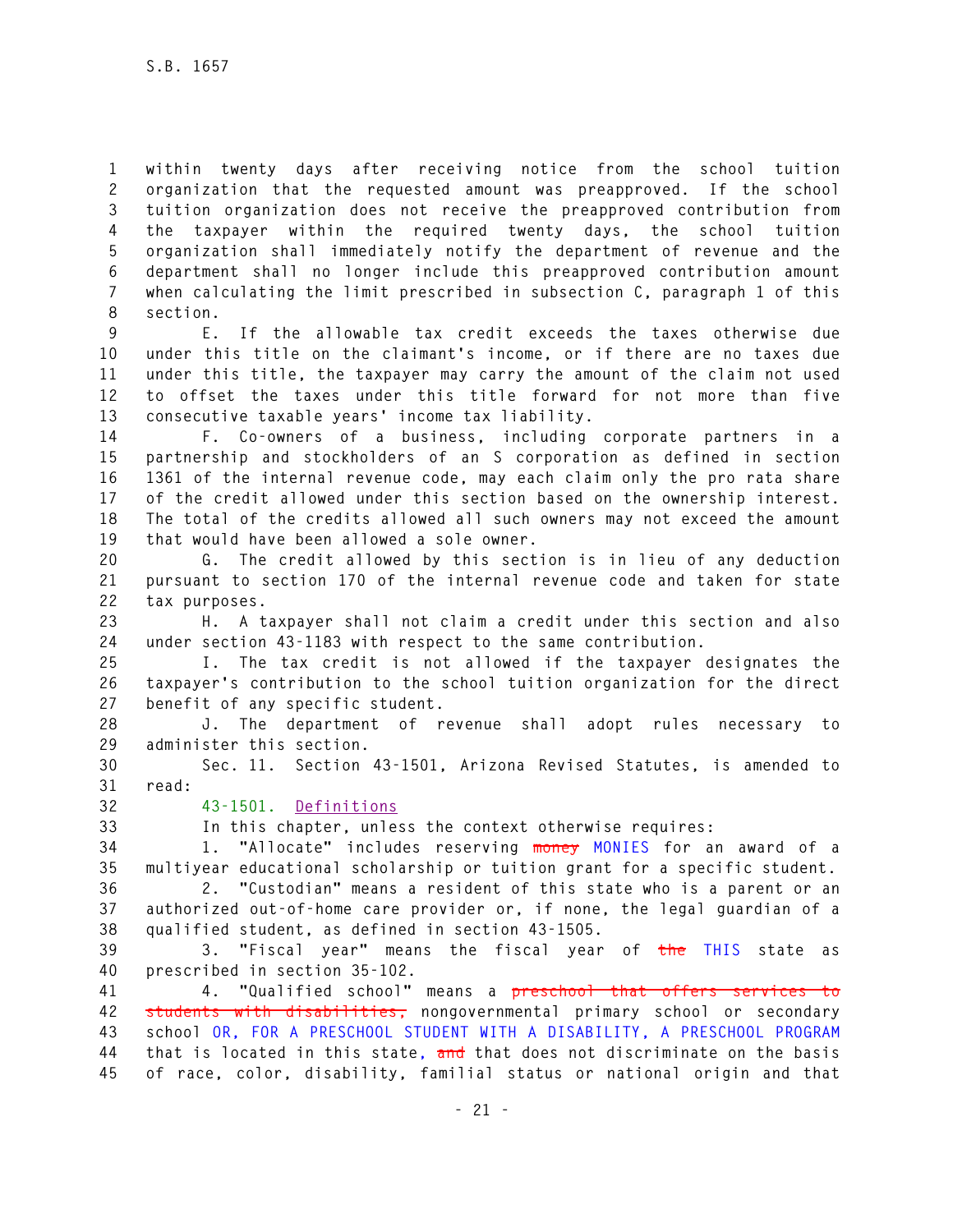within twenty days after receiving notice from the school tuition organization that the requested amount was preapproved. If the school tuition organization does not receive the preapproved contribution from the taxpayer within the required twenty days, the school tuition organization shall immediately notify the department of revenue and the department shall no longer include this preapproved contribution amount when calculating the limit prescribed in subsection C, paragraph 1 of this section.

E. If the allowable tax credit exceeds the taxes otherwise due under this title on the claimant's income, or if there are no taxes due under this title, the taxpayer may carry the amount of the claim not used to offset the taxes under this title forward for not more than five consecutive taxable years' income tax liability.

F. Co-owners of a business, including corporate partners in a partnership and stockholders of an S corporation as defined in section 1361 of the internal revenue code, may each claim only the pro rata share of the credit allowed under this section based on the ownership interest. The total of the credits allowed all such owners may not exceed the amount that would have been allowed a sole owner.

G. The credit allowed by this section is in lieu of any deduction pursuant to section 170 of the internal revenue code and taken for state tax purposes.

H. A taxpayer shall not claim a credit under this section and also under section 43-1183 with respect to the same contribution.

I. The tax credit is not allowed if the taxpayer designates the taxpayer's contribution to the school tuition organization for the direct benefit of any specific student.

J. The department of revenue shall adopt rules necessary to administer this section.

Sec. 11. Section 43-1501, Arizona Revised Statutes, is amended to read:

43-1501. Definitions

In this chapter, unless the context otherwise requires:

1. "Allocate" includes reserving ~~money~~ MONIES for an award of a multiyear educational scholarship or tuition grant for a specific student.

2. "Custodian" means a resident of this state who is a parent or an authorized out-of-home care provider or, if none, the legal guardian of a qualified student, as defined in section 43-1505.

3. "Fiscal year" means the fiscal year of ~~the~~ THIS state as prescribed in section 35-102.

4. "Qualified school" means a ~~preschool that offers services to students with disabilities,~~ nongovernmental primary school or secondary school OR, FOR A PRESCHOOL STUDENT WITH A DISABILITY, A PRESCHOOL PROGRAM that is located in this state, ~~and~~ that does not discriminate on the basis of race, color, disability, familial status or national origin and that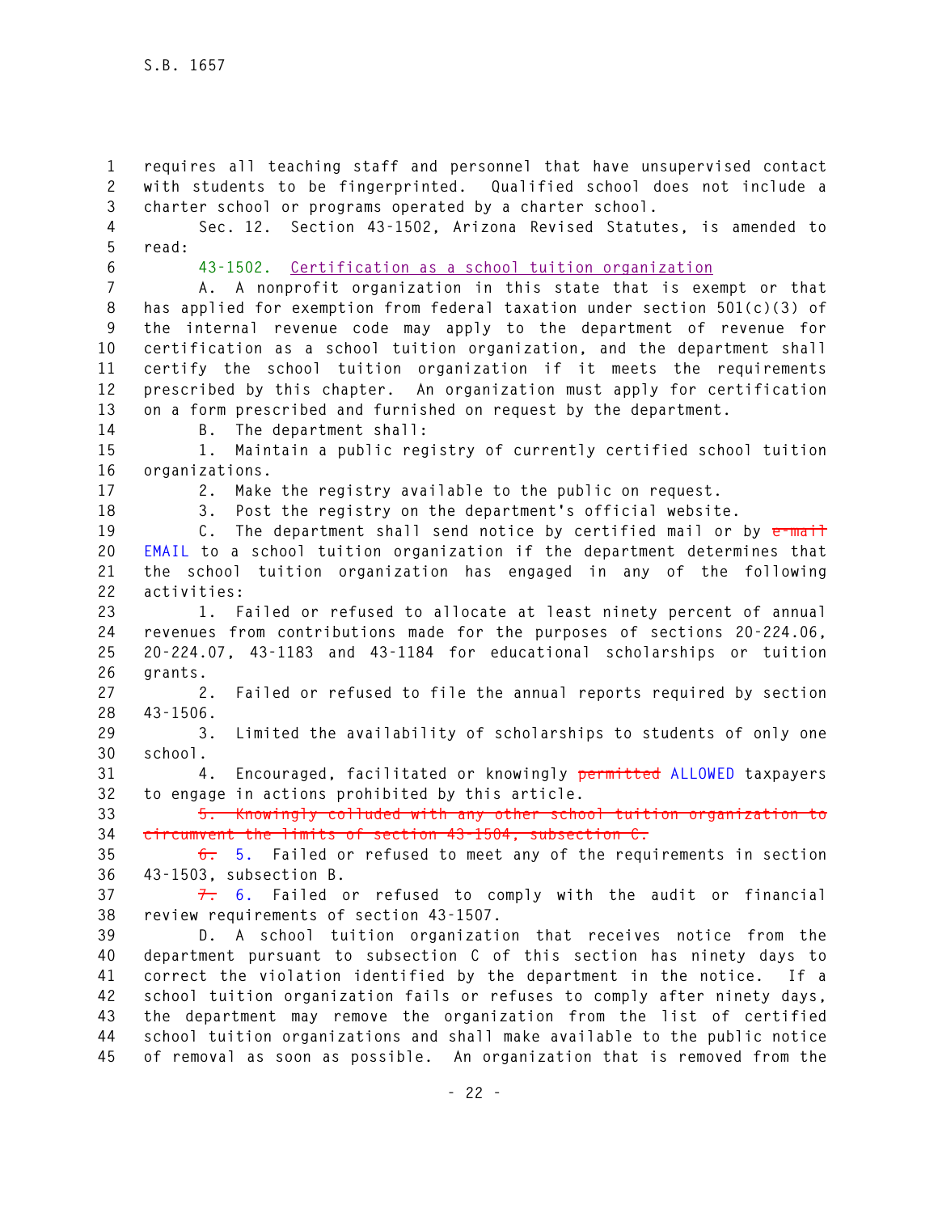requires all teaching staff and personnel that have unsupervised contact with students to be fingerprinted. Qualified school does not include a charter school or programs operated by a charter school.

Sec. 12. Section 43-1502, Arizona Revised Statutes, is amended to read:

43-1502. Certification as a school tuition organization

A. A nonprofit organization in this state that is exempt or that has applied for exemption from federal taxation under section 501(c)(3) of the internal revenue code may apply to the department of revenue for certification as a school tuition organization, and the department shall certify the school tuition organization if it meets the requirements prescribed by this chapter. An organization must apply for certification on a form prescribed and furnished on request by the department.

B. The department shall:

1. Maintain a public registry of currently certified school tuition organizations.

2. Make the registry available to the public on request.

3. Post the registry on the department's official website.

C. The department shall send notice by certified mail or by ~~e-mail~~ EMAIL to a school tuition organization if the department determines that the school tuition organization has engaged in any of the following activities:

1. Failed or refused to allocate at least ninety percent of annual revenues from contributions made for the purposes of sections 20-224.06, 20-224.07, 43-1183 and 43-1184 for educational scholarships or tuition grants.

2. Failed or refused to file the annual reports required by section 43-1506.

3. Limited the availability of scholarships to students of only one school.

4. Encouraged, facilitated or knowingly ~~permitted~~ ALLOWED taxpayers to engage in actions prohibited by this article.

~~5. Knowingly colluded with any other school tuition organization to circumvent the limits of section 43-1504, subsection C.~~

~~6.~~ 5. Failed or refused to meet any of the requirements in section 43-1503, subsection B.

~~7.~~ 6. Failed or refused to comply with the audit or financial review requirements of section 43-1507.

D. A school tuition organization that receives notice from the department pursuant to subsection C of this section has ninety days to correct the violation identified by the department in the notice. If a school tuition organization fails or refuses to comply after ninety days, the department may remove the organization from the list of certified school tuition organizations and shall make available to the public notice of removal as soon as possible. An organization that is removed from the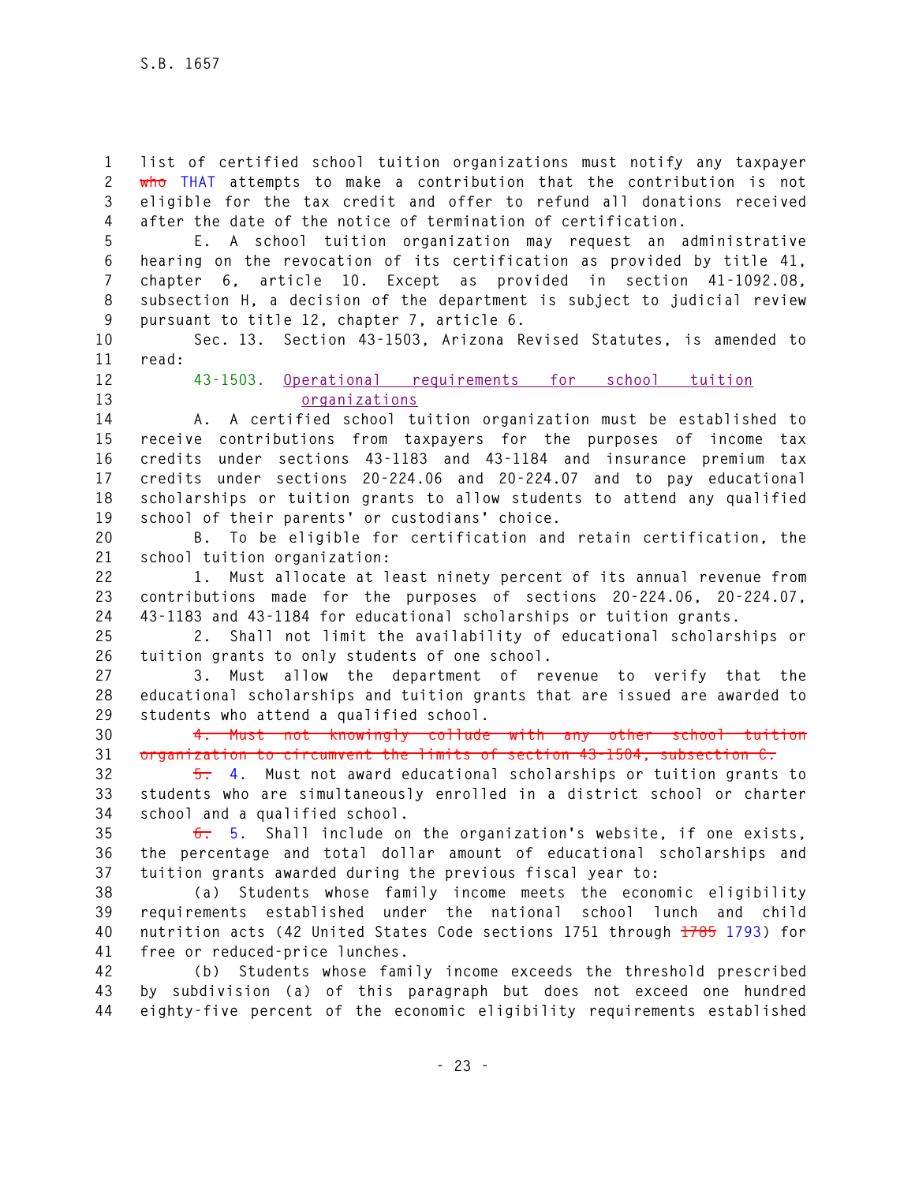list of certified school tuition organizations must notify any taxpayer ~~who~~ THAT attempts to make a contribution that the contribution is not eligible for the tax credit and offer to refund all donations received after the date of the notice of termination of certification.

E. A school tuition organization may request an administrative hearing on the revocation of its certification as provided by title 41, chapter 6, article 10. Except as provided in section 41-1092.08, subsection H, a decision of the department is subject to judicial review pursuant to title 12, chapter 7, article 6.

Sec. 13. Section 43-1503, Arizona Revised Statutes, is amended to read:

43-1503. Operational requirements for school tuition organizations

A. A certified school tuition organization must be established to receive contributions from taxpayers for the purposes of income tax credits under sections 43-1183 and 43-1184 and insurance premium tax credits under sections 20-224.06 and 20-224.07 and to pay educational scholarships or tuition grants to allow students to attend any qualified school of their parents' or custodians' choice.

B. To be eligible for certification and retain certification, the school tuition organization:

1. Must allocate at least ninety percent of its annual revenue from contributions made for the purposes of sections 20-224.06, 20-224.07, 43-1183 and 43-1184 for educational scholarships or tuition grants.

2. Shall not limit the availability of educational scholarships or tuition grants to only students of one school.

3. Must allow the department of revenue to verify that the educational scholarships and tuition grants that are issued are awarded to students who attend a qualified school.

~~4. Must not knowingly collude with any other school tuition organization to circumvent the limits of section 43-1504, subsection C.~~

~~5.~~ 4. Must not award educational scholarships or tuition grants to students who are simultaneously enrolled in a district school or charter school and a qualified school.

~~6.~~ 5. Shall include on the organization's website, if one exists, the percentage and total dollar amount of educational scholarships and tuition grants awarded during the previous fiscal year to:

(a) Students whose family income meets the economic eligibility requirements established under the national school lunch and child nutrition acts (42 United States Code sections 1751 through ~~1785~~ 1793) for free or reduced-price lunches.

(b) Students whose family income exceeds the threshold prescribed by subdivision (a) of this paragraph but does not exceed one hundred eighty-five percent of the economic eligibility requirements established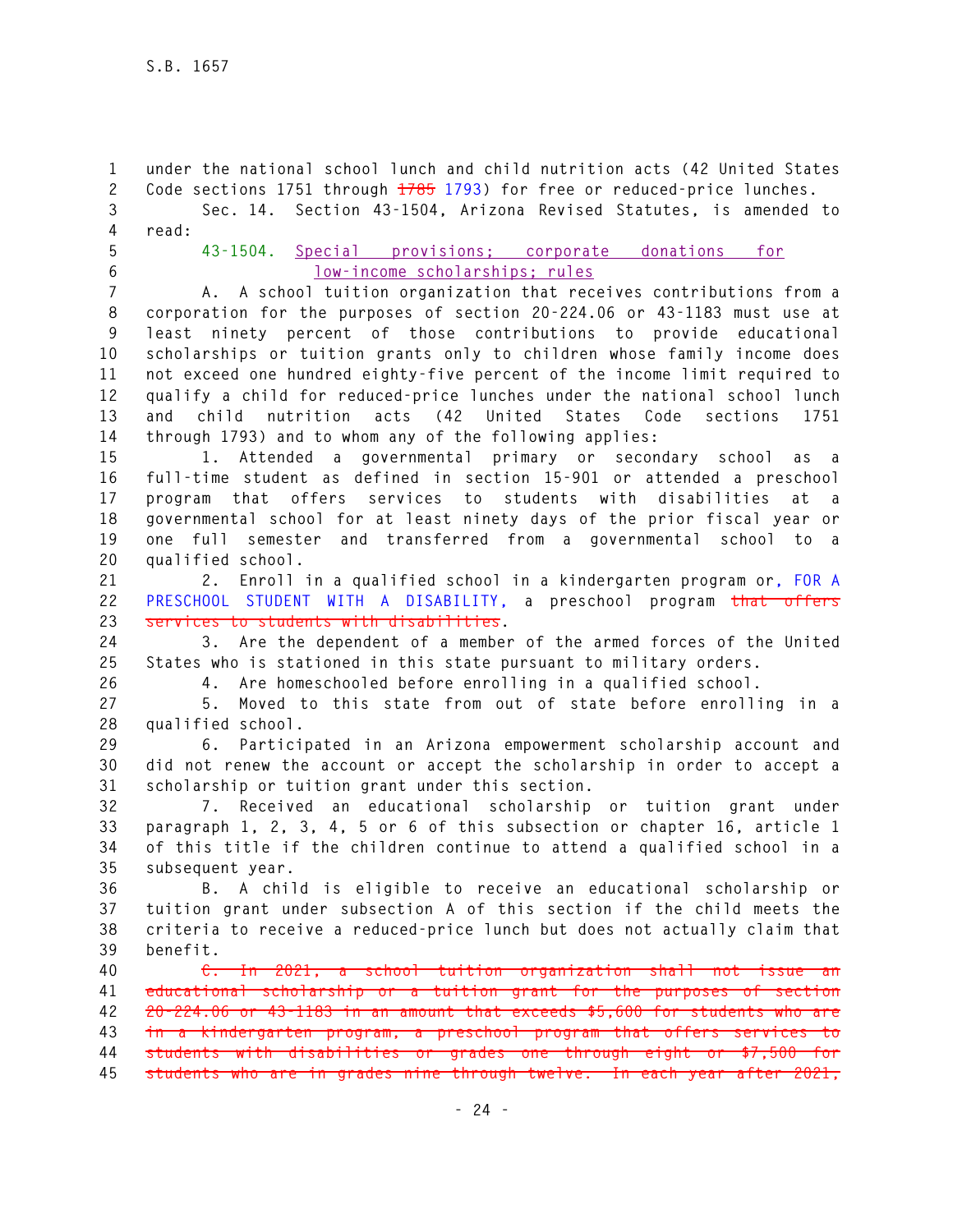under the national school lunch and child nutrition acts (42 United States Code sections 1751 through ~~1785~~ 1793) for free or reduced-price lunches.

Sec. 14. Section 43-1504, Arizona Revised Statutes, is amended to read:

43-1504. Special provisions; corporate donations for low-income scholarships; rules

A. A school tuition organization that receives contributions from a corporation for the purposes of section 20-224.06 or 43-1183 must use at least ninety percent of those contributions to provide educational scholarships or tuition grants only to children whose family income does not exceed one hundred eighty-five percent of the income limit required to qualify a child for reduced-price lunches under the national school lunch and child nutrition acts (42 United States Code sections 1751 through 1793) and to whom any of the following applies:

1. Attended a governmental primary or secondary school as a full-time student as defined in section 15-901 or attended a preschool program that offers services to students with disabilities at a governmental school for at least ninety days of the prior fiscal year or one full semester and transferred from a governmental school to a qualified school.

2. Enroll in a qualified school in a kindergarten program or, FOR A PRESCHOOL STUDENT WITH A DISABILITY, a preschool program ~~that offers services to students with disabilities~~.

3. Are the dependent of a member of the armed forces of the United States who is stationed in this state pursuant to military orders.

4. Are homeschooled before enrolling in a qualified school.

5. Moved to this state from out of state before enrolling in a qualified school.

6. Participated in an Arizona empowerment scholarship account and did not renew the account or accept the scholarship in order to accept a scholarship or tuition grant under this section.

7. Received an educational scholarship or tuition grant under paragraph 1, 2, 3, 4, 5 or 6 of this subsection or chapter 16, article 1 of this title if the children continue to attend a qualified school in a subsequent year.

B. A child is eligible to receive an educational scholarship or tuition grant under subsection A of this section if the child meets the criteria to receive a reduced-price lunch but does not actually claim that benefit.

~~C. In 2021, a school tuition organization shall not issue an educational scholarship or a tuition grant for the purposes of section 20-224.06 or 43-1183 in an amount that exceeds $5,600 for students who are in a kindergarten program, a preschool program that offers services to students with disabilities or grades one through eight or $7,500 for students who are in grades nine through twelve. In each year after 2021,~~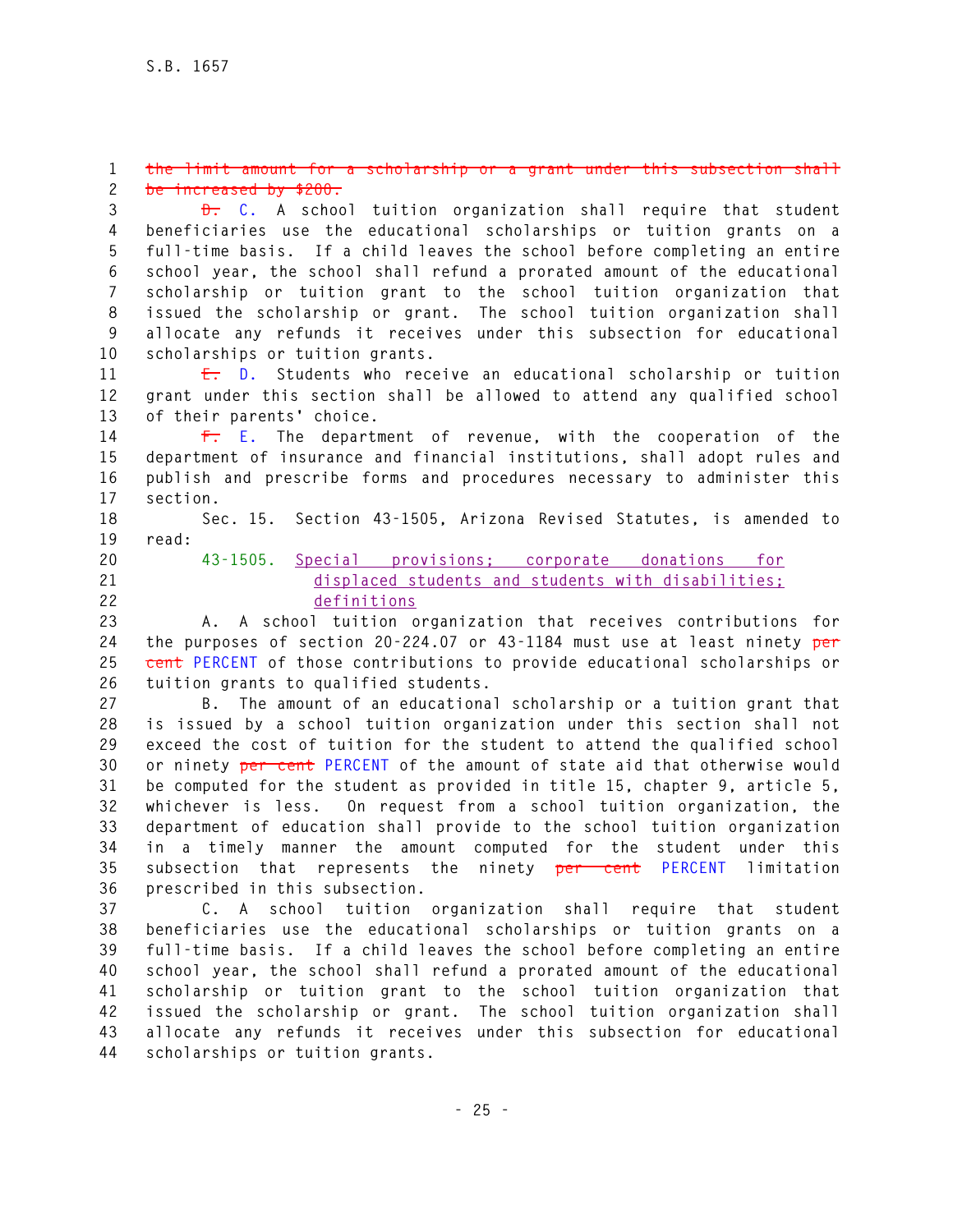~~the limit amount for a scholarship or a grant under this subsection shall be increased by $200.~~

~~D.~~ C. A school tuition organization shall require that student beneficiaries use the educational scholarships or tuition grants on a full-time basis. If a child leaves the school before completing an entire school year, the school shall refund a prorated amount of the educational scholarship or tuition grant to the school tuition organization that issued the scholarship or grant. The school tuition organization shall allocate any refunds it receives under this subsection for educational scholarships or tuition grants.

~~E.~~ D. Students who receive an educational scholarship or tuition grant under this section shall be allowed to attend any qualified school of their parents' choice.

~~F.~~ E. The department of revenue, with the cooperation of the department of insurance and financial institutions, shall adopt rules and publish and prescribe forms and procedures necessary to administer this section.

Sec. 15. Section 43-1505, Arizona Revised Statutes, is amended to read:

43-1505. Special provisions; corporate donations for displaced students and students with disabilities; definitions

A. A school tuition organization that receives contributions for the purposes of section 20-224.07 or 43-1184 must use at least ninety ~~per cent~~ PERCENT of those contributions to provide educational scholarships or tuition grants to qualified students.

B. The amount of an educational scholarship or a tuition grant that is issued by a school tuition organization under this section shall not exceed the cost of tuition for the student to attend the qualified school or ninety ~~per cent~~ PERCENT of the amount of state aid that otherwise would be computed for the student as provided in title 15, chapter 9, article 5, whichever is less. On request from a school tuition organization, the department of education shall provide to the school tuition organization in a timely manner the amount computed for the student under this subsection that represents the ninety ~~per cent~~ PERCENT limitation prescribed in this subsection.

C. A school tuition organization shall require that student beneficiaries use the educational scholarships or tuition grants on a full-time basis. If a child leaves the school before completing an entire school year, the school shall refund a prorated amount of the educational scholarship or tuition grant to the school tuition organization that issued the scholarship or grant. The school tuition organization shall allocate any refunds it receives under this subsection for educational scholarships or tuition grants.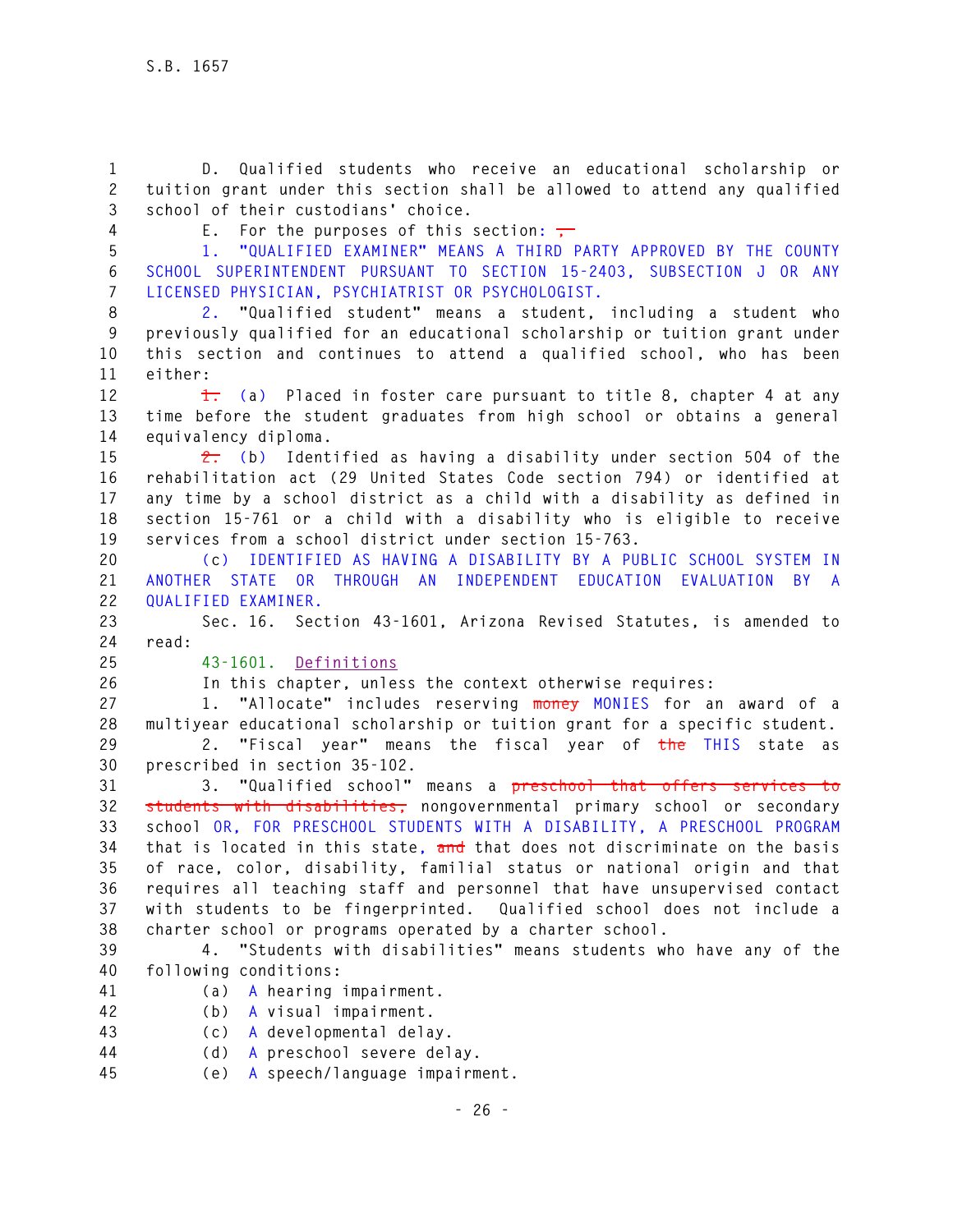D. Qualified students who receive an educational scholarship or tuition grant under this section shall be allowed to attend any qualified school of their custodians' choice.

E. For the purposes of this section: ~~,~~

1. "QUALIFIED EXAMINER" MEANS A THIRD PARTY APPROVED BY THE COUNTY SCHOOL SUPERINTENDENT PURSUANT TO SECTION 15-2403, SUBSECTION J OR ANY LICENSED PHYSICIAN, PSYCHIATRIST OR PSYCHOLOGIST.

2. "Qualified student" means a student, including a student who previously qualified for an educational scholarship or tuition grant under this section and continues to attend a qualified school, who has been either:

~~1.~~ (a) Placed in foster care pursuant to title 8, chapter 4 at any time before the student graduates from high school or obtains a general equivalency diploma.

~~2.~~ (b) Identified as having a disability under section 504 of the rehabilitation act (29 United States Code section 794) or identified at any time by a school district as a child with a disability as defined in section 15-761 or a child with a disability who is eligible to receive services from a school district under section 15-763.

(c) IDENTIFIED AS HAVING A DISABILITY BY A PUBLIC SCHOOL SYSTEM IN ANOTHER STATE OR THROUGH AN INDEPENDENT EDUCATION EVALUATION BY A QUALIFIED EXAMINER.

Sec. 16. Section 43-1601, Arizona Revised Statutes, is amended to read:

43-1601. Definitions

In this chapter, unless the context otherwise requires:

1. "Allocate" includes reserving ~~money~~ MONIES for an award of a multiyear educational scholarship or tuition grant for a specific student.

2. "Fiscal year" means the fiscal year of ~~the~~ THIS state as prescribed in section 35-102.

3. "Qualified school" means a ~~preschool that offers services to students with disabilities,~~ nongovernmental primary school or secondary school OR, FOR PRESCHOOL STUDENTS WITH A DISABILITY, A PRESCHOOL PROGRAM that is located in this state, ~~and~~ that does not discriminate on the basis of race, color, disability, familial status or national origin and that requires all teaching staff and personnel that have unsupervised contact with students to be fingerprinted. Qualified school does not include a charter school or programs operated by a charter school.

4. "Students with disabilities" means students who have any of the following conditions:

(a) A hearing impairment.

(b) A visual impairment.

(c) A developmental delay.

(d) A preschool severe delay.

(e) A speech/language impairment.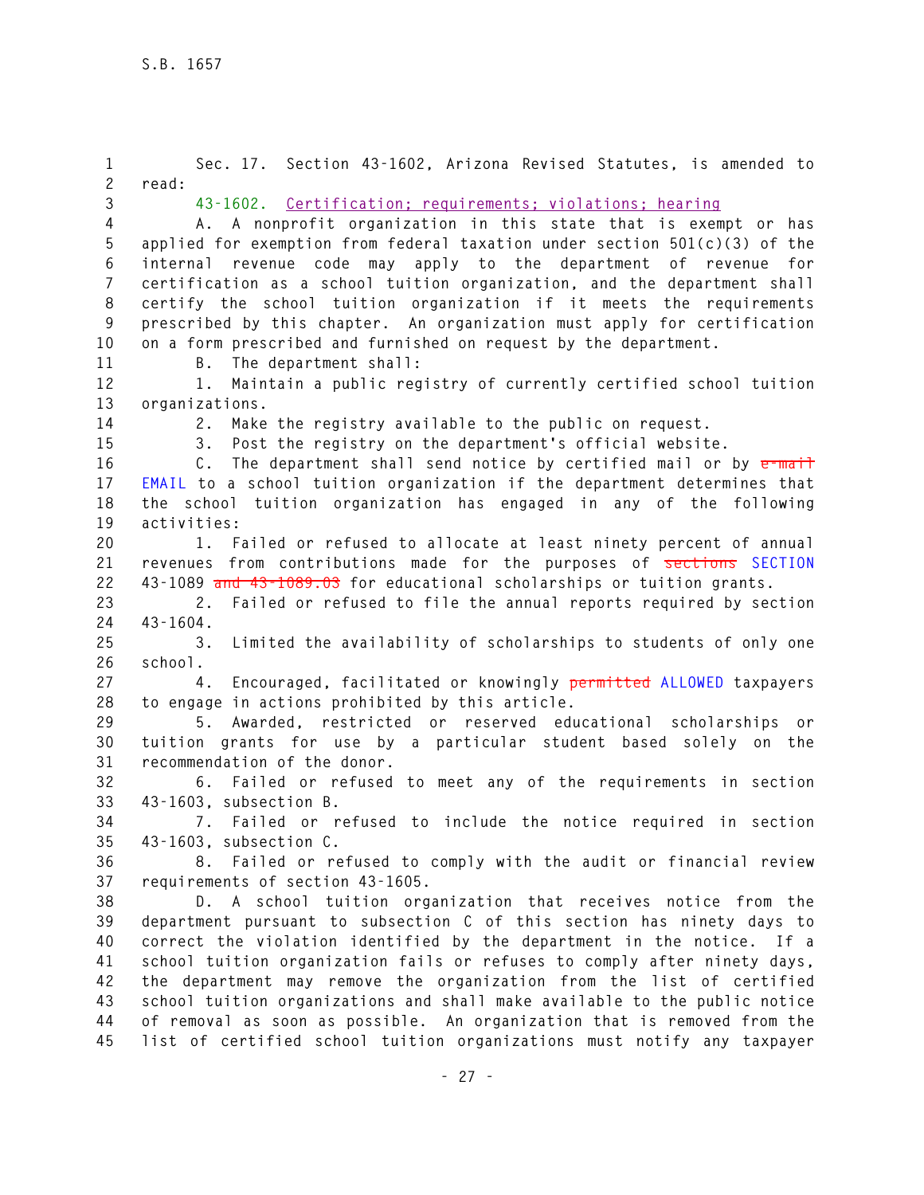Sec. 17. Section 43-1602, Arizona Revised Statutes, is amended to read:

43-1602. Certification; requirements; violations; hearing

A. A nonprofit organization in this state that is exempt or has applied for exemption from federal taxation under section 501(c)(3) of the internal revenue code may apply to the department of revenue for certification as a school tuition organization, and the department shall certify the school tuition organization if it meets the requirements prescribed by this chapter. An organization must apply for certification on a form prescribed and furnished on request by the department.

B. The department shall:

1. Maintain a public registry of currently certified school tuition organizations.

2. Make the registry available to the public on request.

3. Post the registry on the department's official website.

C. The department shall send notice by certified mail or by ~~e-mail~~ EMAIL to a school tuition organization if the department determines that the school tuition organization has engaged in any of the following activities:

1. Failed or refused to allocate at least ninety percent of annual revenues from contributions made for the purposes of ~~sections~~ SECTION 43-1089 ~~and 43-1089.03~~ for educational scholarships or tuition grants.

2. Failed or refused to file the annual reports required by section 43-1604.

3. Limited the availability of scholarships to students of only one school.

4. Encouraged, facilitated or knowingly ~~permitted~~ ALLOWED taxpayers to engage in actions prohibited by this article.

5. Awarded, restricted or reserved educational scholarships or tuition grants for use by a particular student based solely on the recommendation of the donor.

6. Failed or refused to meet any of the requirements in section 43-1603, subsection B.

7. Failed or refused to include the notice required in section 43-1603, subsection C.

8. Failed or refused to comply with the audit or financial review requirements of section 43-1605.

D. A school tuition organization that receives notice from the department pursuant to subsection C of this section has ninety days to correct the violation identified by the department in the notice. If a school tuition organization fails or refuses to comply after ninety days, the department may remove the organization from the list of certified school tuition organizations and shall make available to the public notice of removal as soon as possible. An organization that is removed from the list of certified school tuition organizations must notify any taxpayer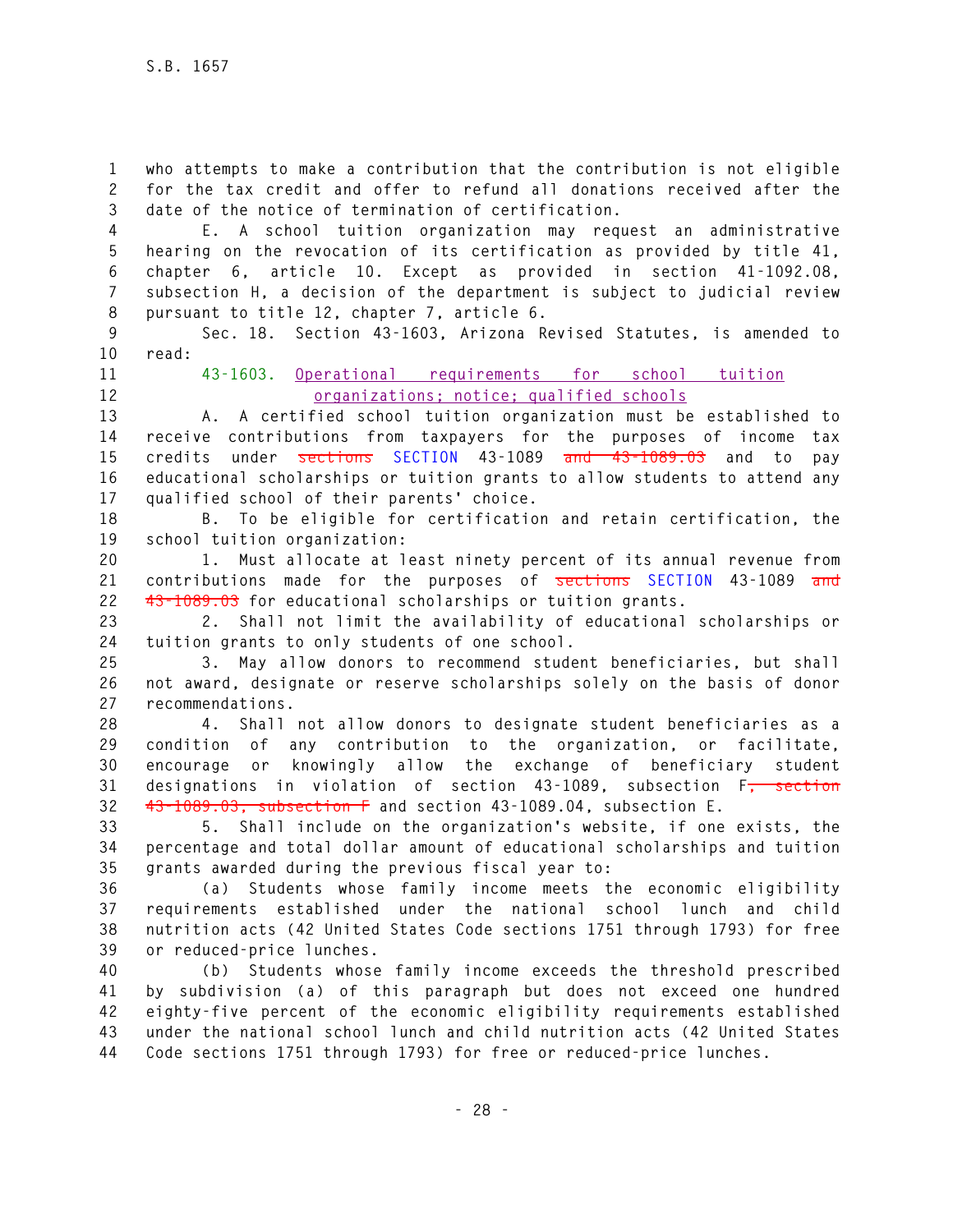who attempts to make a contribution that the contribution is not eligible for the tax credit and offer to refund all donations received after the date of the notice of termination of certification.

E. A school tuition organization may request an administrative hearing on the revocation of its certification as provided by title 41, chapter 6, article 10. Except as provided in section 41-1092.08, subsection H, a decision of the department is subject to judicial review pursuant to title 12, chapter 7, article 6.

Sec. 18. Section 43-1603, Arizona Revised Statutes, is amended to read:

43-1603. Operational requirements for school tuition organizations; notice; qualified schools

A. A certified school tuition organization must be established to receive contributions from taxpayers for the purposes of income tax credits under ~~sections~~ SECTION 43-1089 ~~and 43-1089.03~~ and to pay educational scholarships or tuition grants to allow students to attend any qualified school of their parents' choice.

B. To be eligible for certification and retain certification, the school tuition organization:

1. Must allocate at least ninety percent of its annual revenue from contributions made for the purposes of ~~sections~~ SECTION 43-1089 ~~and 43-1089.03~~ for educational scholarships or tuition grants.

2. Shall not limit the availability of educational scholarships or tuition grants to only students of one school.

3. May allow donors to recommend student beneficiaries, but shall not award, designate or reserve scholarships solely on the basis of donor recommendations.

4. Shall not allow donors to designate student beneficiaries as a condition of any contribution to the organization, or facilitate, encourage or knowingly allow the exchange of beneficiary student designations in violation of section 43-1089, subsection F~~, section 43-1089.03, subsection F~~ and section 43-1089.04, subsection E.

5. Shall include on the organization's website, if one exists, the percentage and total dollar amount of educational scholarships and tuition grants awarded during the previous fiscal year to:

(a) Students whose family income meets the economic eligibility requirements established under the national school lunch and child nutrition acts (42 United States Code sections 1751 through 1793) for free or reduced-price lunches.

(b) Students whose family income exceeds the threshold prescribed by subdivision (a) of this paragraph but does not exceed one hundred eighty-five percent of the economic eligibility requirements established under the national school lunch and child nutrition acts (42 United States Code sections 1751 through 1793) for free or reduced-price lunches.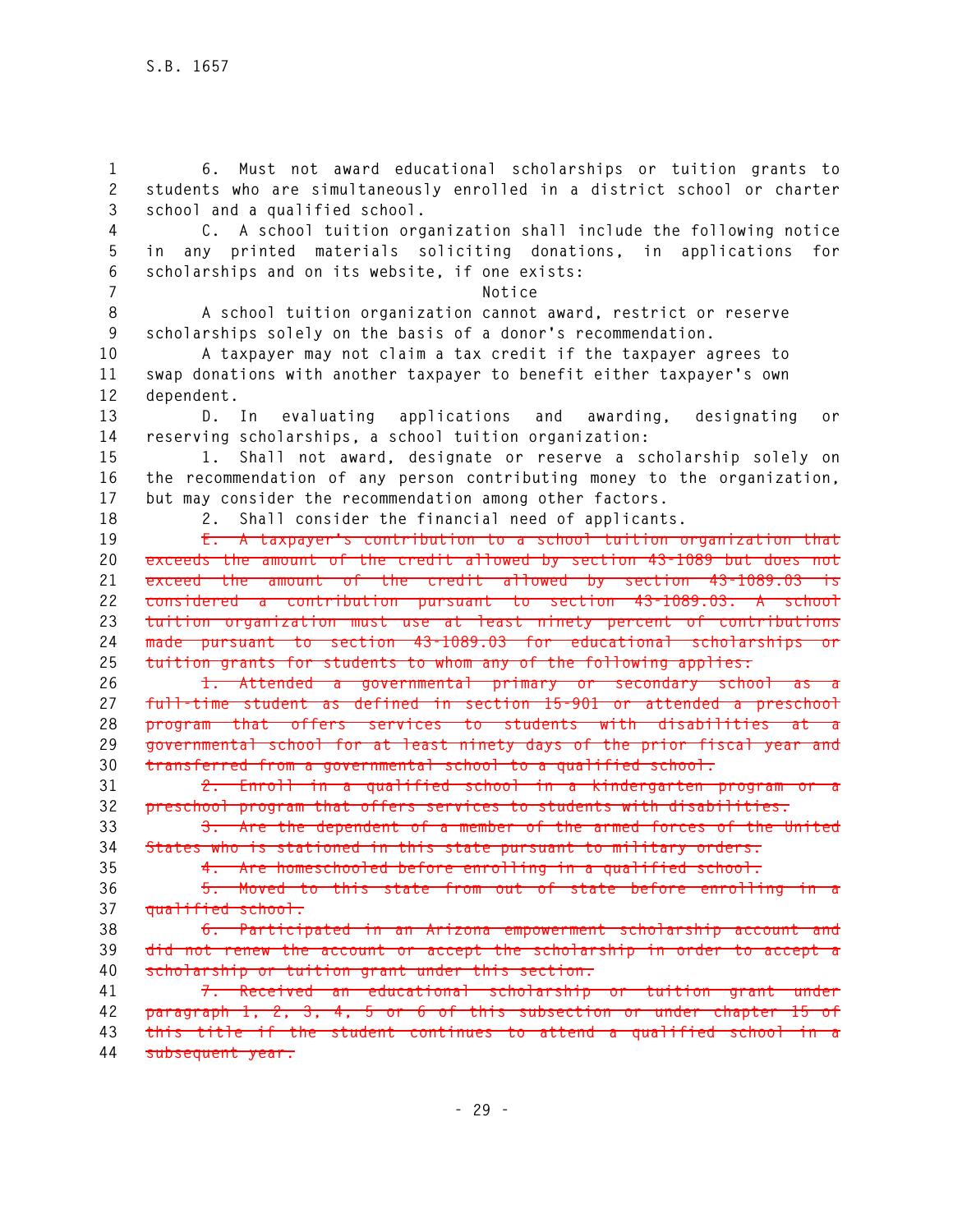6. Must not award educational scholarships or tuition grants to students who are simultaneously enrolled in a district school or charter school and a qualified school.

C. A school tuition organization shall include the following notice in any printed materials soliciting donations, in applications for scholarships and on its website, if one exists:

Notice

A school tuition organization cannot award, restrict or reserve scholarships solely on the basis of a donor's recommendation.

A taxpayer may not claim a tax credit if the taxpayer agrees to swap donations with another taxpayer to benefit either taxpayer's own dependent.

D. In evaluating applications and awarding, designating or reserving scholarships, a school tuition organization:

1. Shall not award, designate or reserve a scholarship solely on the recommendation of any person contributing money to the organization, but may consider the recommendation among other factors.

2. Shall consider the financial need of applicants.

~~E. A taxpayer's contribution to a school tuition organization that exceeds the amount of the credit allowed by section 43-1089 but does not exceed the amount of the credit allowed by section 43-1089.03 is considered a contribution pursuant to section 43-1089.03. A school tuition organization must use at least ninety percent of contributions made pursuant to section 43-1089.03 for educational scholarships or tuition grants for students to whom any of the following applies:~~

~~1. Attended a governmental primary or secondary school as a full-time student as defined in section 15-901 or attended a preschool program that offers services to students with disabilities at a governmental school for at least ninety days of the prior fiscal year and transferred from a governmental school to a qualified school.~~

~~2. Enroll in a qualified school in a kindergarten program or a preschool program that offers services to students with disabilities.~~

~~3. Are the dependent of a member of the armed forces of the United States who is stationed in this state pursuant to military orders.~~

~~4. Are homeschooled before enrolling in a qualified school.~~

~~5. Moved to this state from out of state before enrolling in a qualified school.~~

~~6. Participated in an Arizona empowerment scholarship account and did not renew the account or accept the scholarship in order to accept a scholarship or tuition grant under this section.~~

~~7. Received an educational scholarship or tuition grant under paragraph 1, 2, 3, 4, 5 or 6 of this subsection or under chapter 15 of this title if the student continues to attend a qualified school in a subsequent year.~~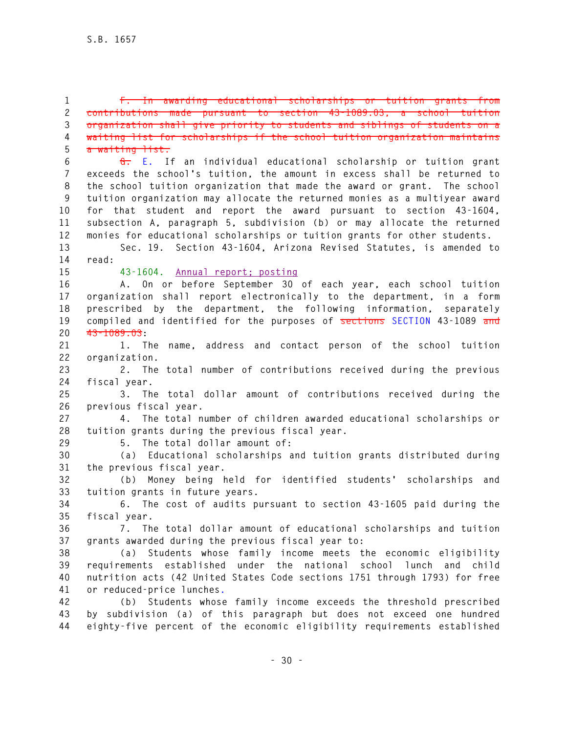~~F. In awarding educational scholarships or tuition grants from contributions made pursuant to section 43-1089.03, a school tuition organization shall give priority to students and siblings of students on a waiting list for scholarships if the school tuition organization maintains a waiting list.~~

~~G.~~ E. If an individual educational scholarship or tuition grant exceeds the school's tuition, the amount in excess shall be returned to the school tuition organization that made the award or grant. The school tuition organization may allocate the returned monies as a multiyear award for that student and report the award pursuant to section 43-1604, subsection A, paragraph 5, subdivision (b) or may allocate the returned monies for educational scholarships or tuition grants for other students.

Sec. 19. Section 43-1604, Arizona Revised Statutes, is amended to read:

43-1604. Annual report; posting

A. On or before September 30 of each year, each school tuition organization shall report electronically to the department, in a form prescribed by the department, the following information, separately compiled and identified for the purposes of ~~sections~~ SECTION 43-1089 ~~and 43-1089.03~~:

1. The name, address and contact person of the school tuition organization.

2. The total number of contributions received during the previous fiscal year.

3. The total dollar amount of contributions received during the previous fiscal year.

4. The total number of children awarded educational scholarships or tuition grants during the previous fiscal year.

5. The total dollar amount of:

(a) Educational scholarships and tuition grants distributed during the previous fiscal year.

(b) Money being held for identified students' scholarships and tuition grants in future years.

6. The cost of audits pursuant to section 43-1605 paid during the fiscal year.

7. The total dollar amount of educational scholarships and tuition grants awarded during the previous fiscal year to:

(a) Students whose family income meets the economic eligibility requirements established under the national school lunch and child nutrition acts (42 United States Code sections 1751 through 1793) for free or reduced-price lunches.

(b) Students whose family income exceeds the threshold prescribed by subdivision (a) of this paragraph but does not exceed one hundred eighty-five percent of the economic eligibility requirements established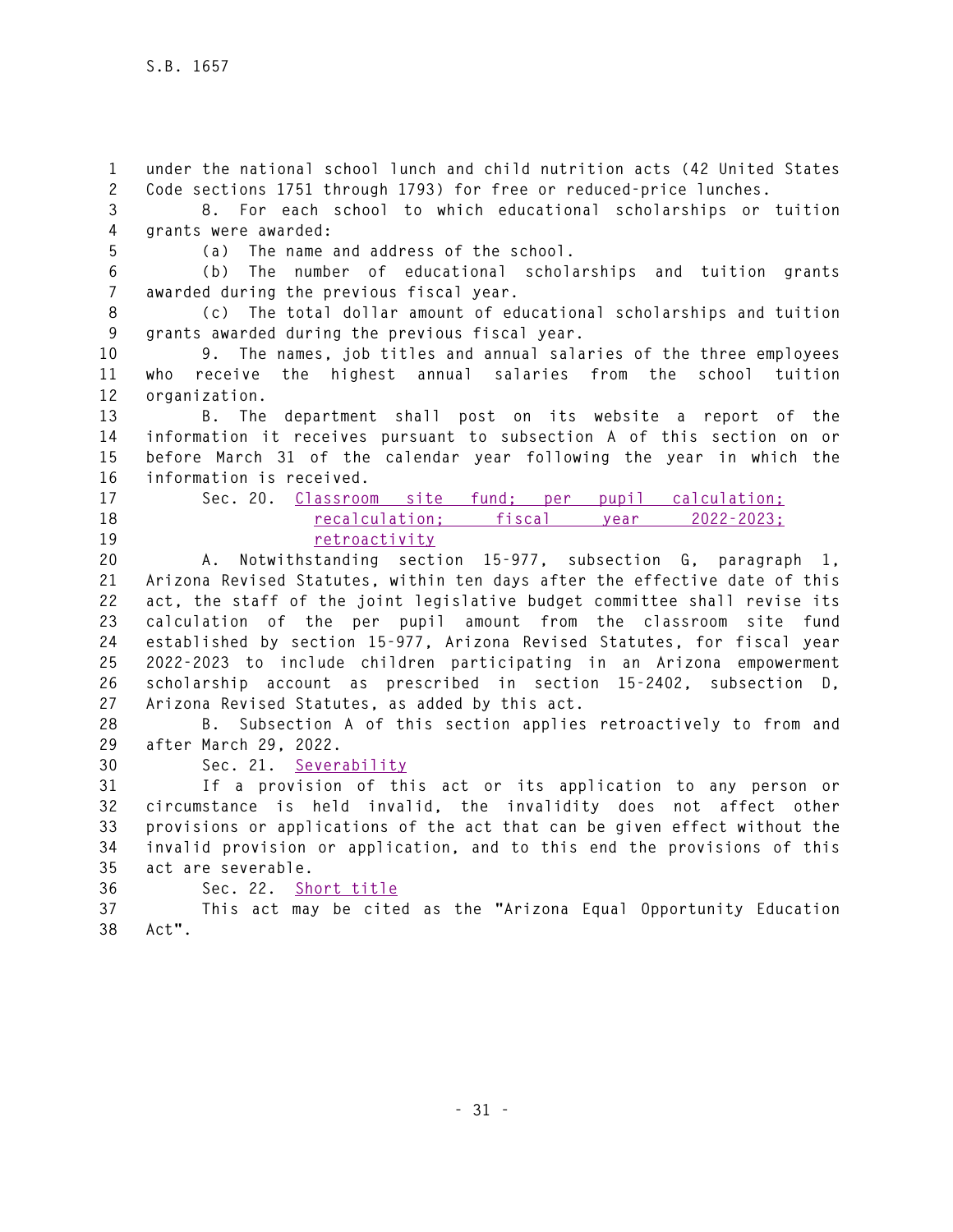under the national school lunch and child nutrition acts (42 United States Code sections 1751 through 1793) for free or reduced-price lunches.

8. For each school to which educational scholarships or tuition grants were awarded:

(a) The name and address of the school.

(b) The number of educational scholarships and tuition grants awarded during the previous fiscal year.

(c) The total dollar amount of educational scholarships and tuition grants awarded during the previous fiscal year.

9. The names, job titles and annual salaries of the three employees who receive the highest annual salaries from the school tuition organization.

B. The department shall post on its website a report of the information it receives pursuant to subsection A of this section on or before March 31 of the calendar year following the year in which the information is received.

Sec. 20. Classroom site fund; per pupil calculation; recalculation; fiscal year 2022-2023; retroactivity

A. Notwithstanding section 15-977, subsection G, paragraph 1, Arizona Revised Statutes, within ten days after the effective date of this act, the staff of the joint legislative budget committee shall revise its calculation of the per pupil amount from the classroom site fund established by section 15-977, Arizona Revised Statutes, for fiscal year 2022-2023 to include children participating in an Arizona empowerment scholarship account as prescribed in section 15-2402, subsection D, Arizona Revised Statutes, as added by this act.

B. Subsection A of this section applies retroactively to from and after March 29, 2022.

Sec. 21. Severability

If a provision of this act or its application to any person or circumstance is held invalid, the invalidity does not affect other provisions or applications of the act that can be given effect without the invalid provision or application, and to this end the provisions of this act are severable.

Sec. 22. Short title

This act may be cited as the "Arizona Equal Opportunity Education Act".